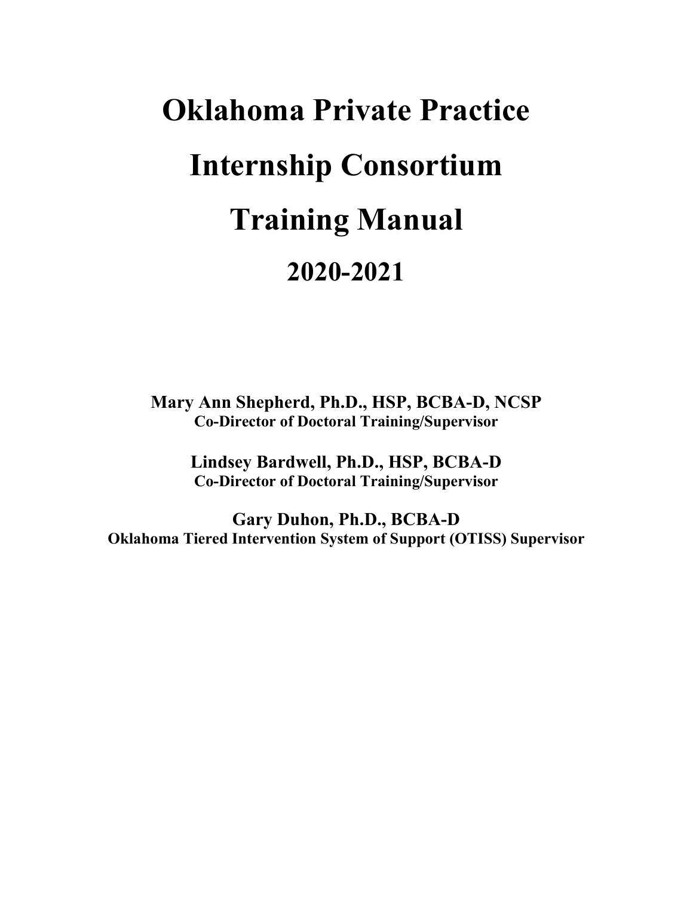# Oklahoma Private Practice Internship Consortium Training Manual

## 2020-2021

**Mary Ann Shepherd, Ph.D., HSP, BCBA-D, NCSP**
**Co-Director of Doctoral Training/Supervisor**

**Lindsey Bardwell, Ph.D., HSP, BCBA-D**
**Co-Director of Doctoral Training/Supervisor**

**Gary Duhon, Ph.D., BCBA-D**
**Oklahoma Tiered Intervention System of Support (OTISS) Supervisor**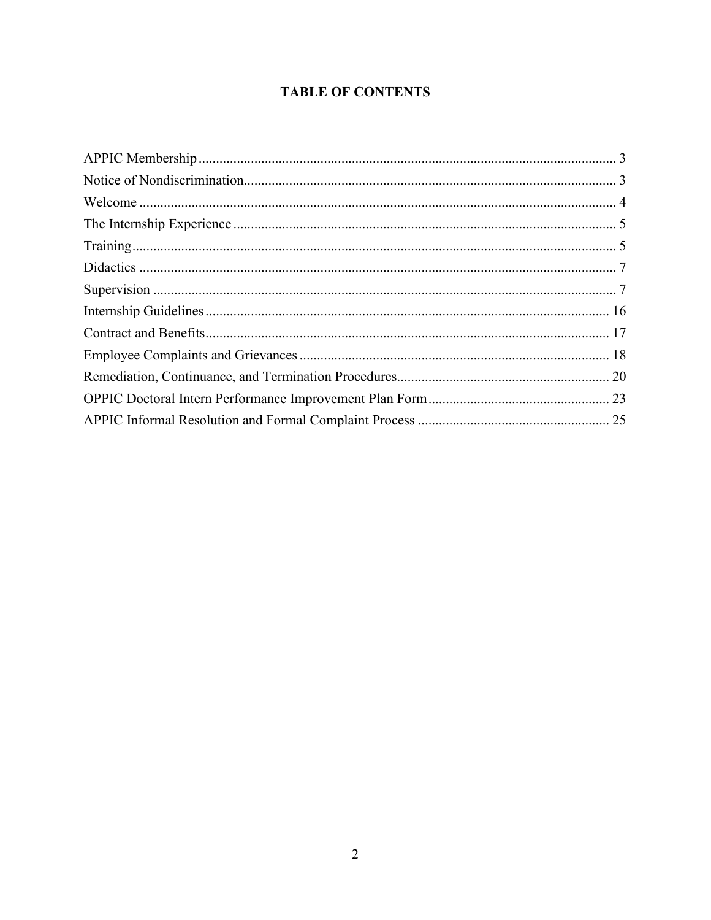# TABLE OF CONTENTS

APPIC Membership ........................................................................................................... 3
Notice of Nondiscrimination................................................................................................ 3
Welcome ............................................................................................................................ 4
The Internship Experience .................................................................................................. 5
Training............................................................................................................................... 5
Didactics ............................................................................................................................ 7
Supervision ........................................................................................................................ 7
Internship Guidelines ......................................................................................................... 16
Contract and Benefits......................................................................................................... 17
Employee Complaints and Grievances ............................................................................... 18
Remediation, Continuance, and Termination Procedures.................................................... 20
OPPIC Doctoral Intern Performance Improvement Plan Form ........................................... 23
APPIC Informal Resolution and Formal Complaint Process .............................................. 25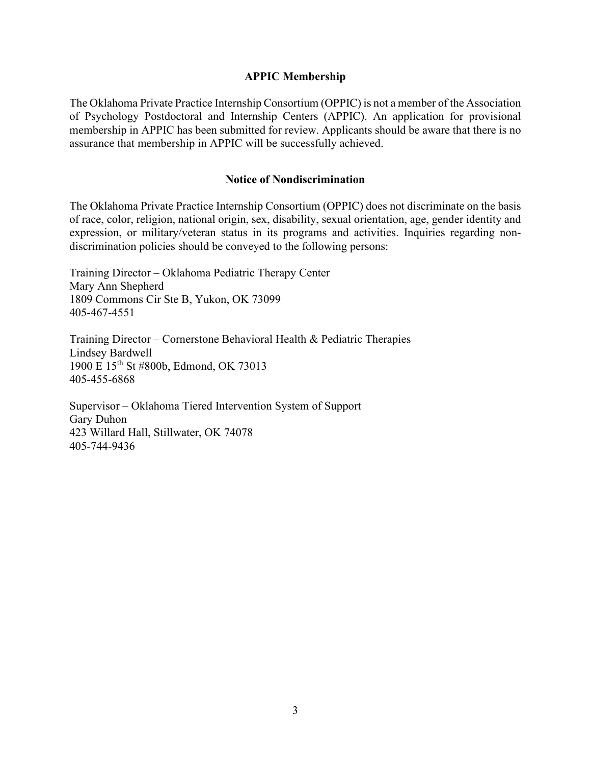## APPIC Membership

The Oklahoma Private Practice Internship Consortium (OPPIC) is not a member of the Association of Psychology Postdoctoral and Internship Centers (APPIC). An application for provisional membership in APPIC has been submitted for review. Applicants should be aware that there is no assurance that membership in APPIC will be successfully achieved.

## Notice of Nondiscrimination

The Oklahoma Private Practice Internship Consortium (OPPIC) does not discriminate on the basis of race, color, religion, national origin, sex, disability, sexual orientation, age, gender identity and expression, or military/veteran status in its programs and activities. Inquiries regarding non-discrimination policies should be conveyed to the following persons:

Training Director – Oklahoma Pediatric Therapy Center
Mary Ann Shepherd
1809 Commons Cir Ste B, Yukon, OK 73099
405-467-4551

Training Director – Cornerstone Behavioral Health & Pediatric Therapies
Lindsey Bardwell
1900 E 15th St #800b, Edmond, OK 73013
405-455-6868

Supervisor – Oklahoma Tiered Intervention System of Support
Gary Duhon
423 Willard Hall, Stillwater, OK 74078
405-744-9436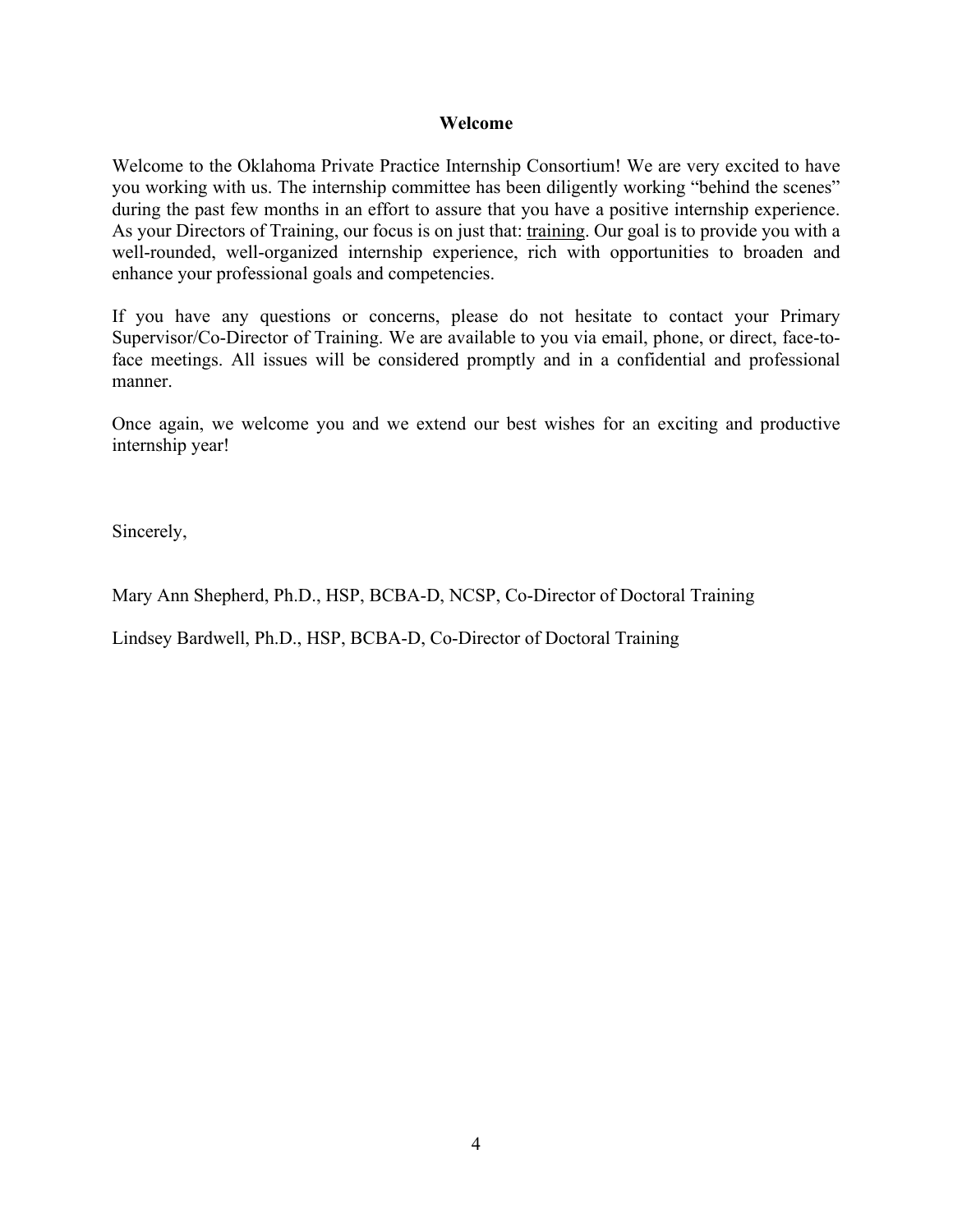## Welcome

Welcome to the Oklahoma Private Practice Internship Consortium! We are very excited to have you working with us. The internship committee has been diligently working "behind the scenes" during the past few months in an effort to assure that you have a positive internship experience. As your Directors of Training, our focus is on just that: <u>training</u>. Our goal is to provide you with a well-rounded, well-organized internship experience, rich with opportunities to broaden and enhance your professional goals and competencies.

If you have any questions or concerns, please do not hesitate to contact your Primary Supervisor/Co-Director of Training. We are available to you via email, phone, or direct, face-to-face meetings. All issues will be considered promptly and in a confidential and professional manner.

Once again, we welcome you and we extend our best wishes for an exciting and productive internship year!

Sincerely,

Mary Ann Shepherd, Ph.D., HSP, BCBA-D, NCSP, Co-Director of Doctoral Training

Lindsey Bardwell, Ph.D., HSP, BCBA-D, Co-Director of Doctoral Training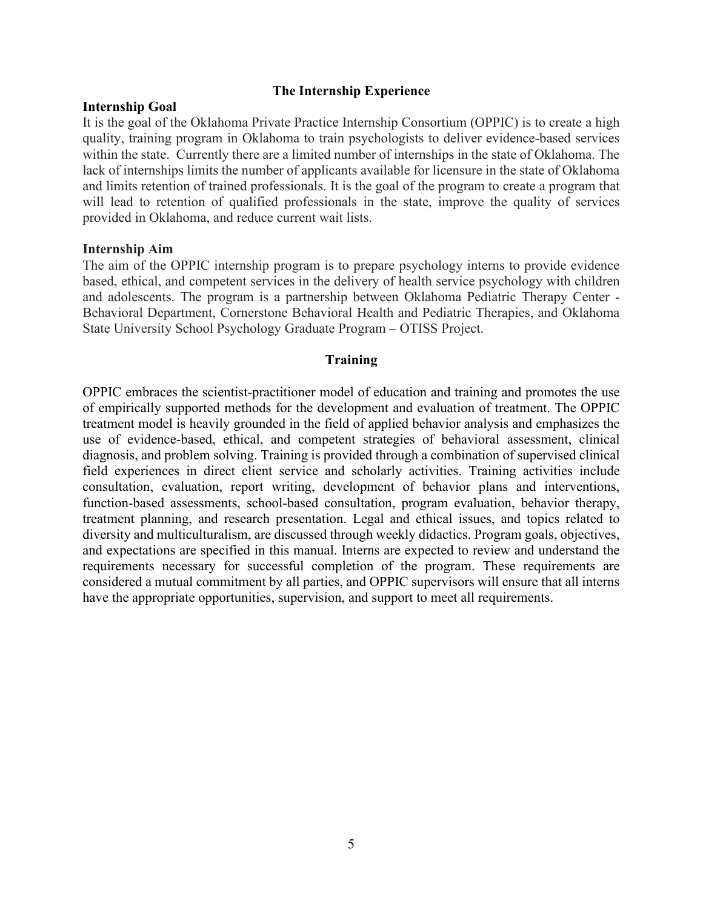## The Internship Experience

### Internship Goal

It is the goal of the Oklahoma Private Practice Internship Consortium (OPPIC) is to create a high quality, training program in Oklahoma to train psychologists to deliver evidence-based services within the state. Currently there are a limited number of internships in the state of Oklahoma. The lack of internships limits the number of applicants available for licensure in the state of Oklahoma and limits retention of trained professionals. It is the goal of the program to create a program that will lead to retention of qualified professionals in the state, improve the quality of services provided in Oklahoma, and reduce current wait lists.

### Internship Aim

The aim of the OPPIC internship program is to prepare psychology interns to provide evidence based, ethical, and competent services in the delivery of health service psychology with children and adolescents. The program is a partnership between Oklahoma Pediatric Therapy Center - Behavioral Department, Cornerstone Behavioral Health and Pediatric Therapies, and Oklahoma State University School Psychology Graduate Program – OTISS Project.

## Training

OPPIC embraces the scientist-practitioner model of education and training and promotes the use of empirically supported methods for the development and evaluation of treatment. The OPPIC treatment model is heavily grounded in the field of applied behavior analysis and emphasizes the use of evidence-based, ethical, and competent strategies of behavioral assessment, clinical diagnosis, and problem solving. Training is provided through a combination of supervised clinical field experiences in direct client service and scholarly activities. Training activities include consultation, evaluation, report writing, development of behavior plans and interventions, function-based assessments, school-based consultation, program evaluation, behavior therapy, treatment planning, and research presentation. Legal and ethical issues, and topics related to diversity and multiculturalism, are discussed through weekly didactics. Program goals, objectives, and expectations are specified in this manual. Interns are expected to review and understand the requirements necessary for successful completion of the program. These requirements are considered a mutual commitment by all parties, and OPPIC supervisors will ensure that all interns have the appropriate opportunities, supervision, and support to meet all requirements.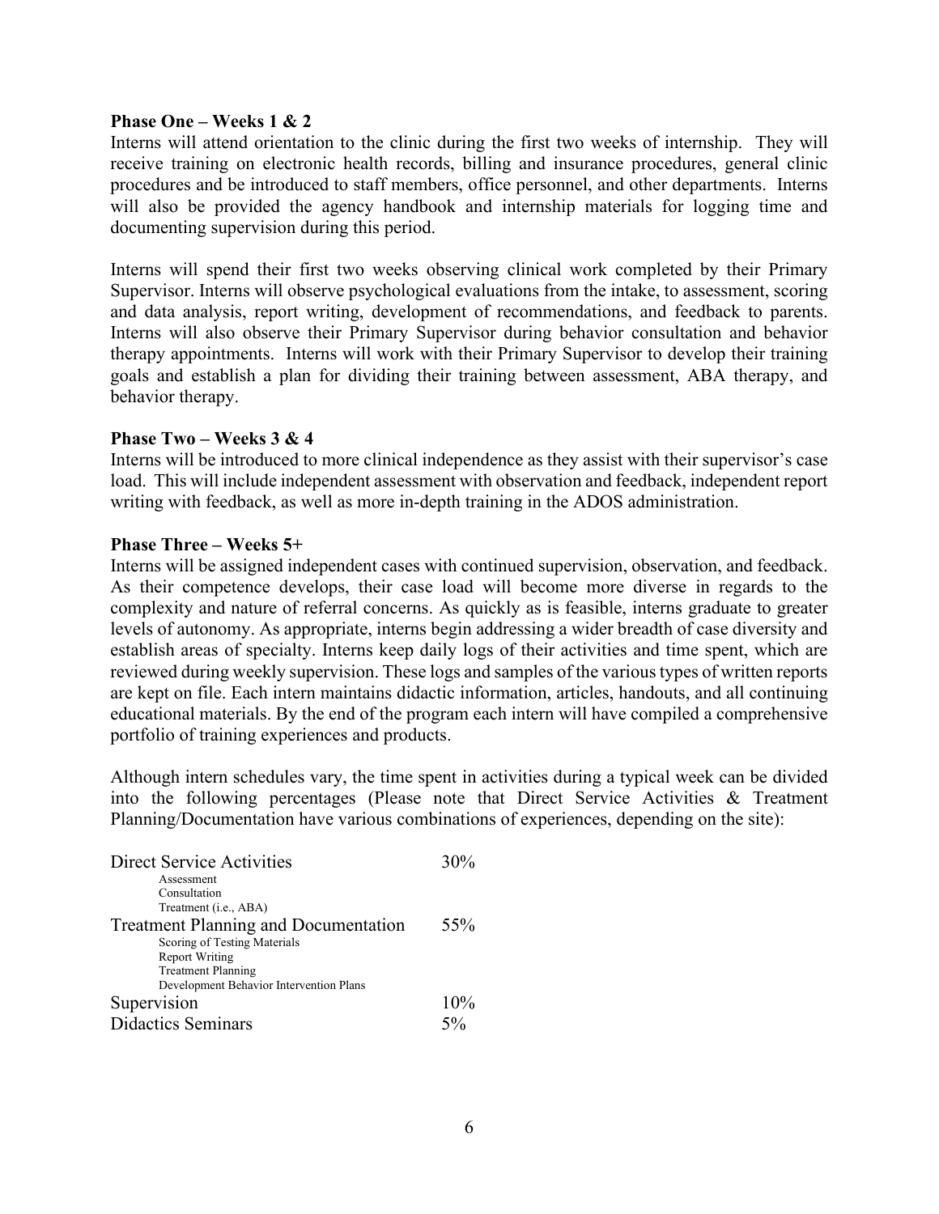**Phase One – Weeks 1 & 2**

Interns will attend orientation to the clinic during the first two weeks of internship. They will receive training on electronic health records, billing and insurance procedures, general clinic procedures and be introduced to staff members, office personnel, and other departments. Interns will also be provided the agency handbook and internship materials for logging time and documenting supervision during this period.

Interns will spend their first two weeks observing clinical work completed by their Primary Supervisor. Interns will observe psychological evaluations from the intake, to assessment, scoring and data analysis, report writing, development of recommendations, and feedback to parents. Interns will also observe their Primary Supervisor during behavior consultation and behavior therapy appointments. Interns will work with their Primary Supervisor to develop their training goals and establish a plan for dividing their training between assessment, ABA therapy, and behavior therapy.

**Phase Two – Weeks 3 & 4**

Interns will be introduced to more clinical independence as they assist with their supervisor's case load. This will include independent assessment with observation and feedback, independent report writing with feedback, as well as more in-depth training in the ADOS administration.

**Phase Three – Weeks 5+**

Interns will be assigned independent cases with continued supervision, observation, and feedback. As their competence develops, their case load will become more diverse in regards to the complexity and nature of referral concerns. As quickly as is feasible, interns graduate to greater levels of autonomy. As appropriate, interns begin addressing a wider breadth of case diversity and establish areas of specialty. Interns keep daily logs of their activities and time spent, which are reviewed during weekly supervision. These logs and samples of the various types of written reports are kept on file. Each intern maintains didactic information, articles, handouts, and all continuing educational materials. By the end of the program each intern will have compiled a comprehensive portfolio of training experiences and products.

Although intern schedules vary, the time spent in activities during a typical week can be divided into the following percentages (Please note that Direct Service Activities & Treatment Planning/Documentation have various combinations of experiences, depending on the site):

| Activity | Percentage |
|---|---|
| Direct Service Activities<br>Assessment<br>Consultation<br>Treatment (i.e., ABA) | 30% |
| Treatment Planning and Documentation<br>Scoring of Testing Materials<br>Report Writing<br>Treatment Planning<br>Development Behavior Intervention Plans | 55% |
| Supervision | 10% |
| Didactics Seminars | 5% |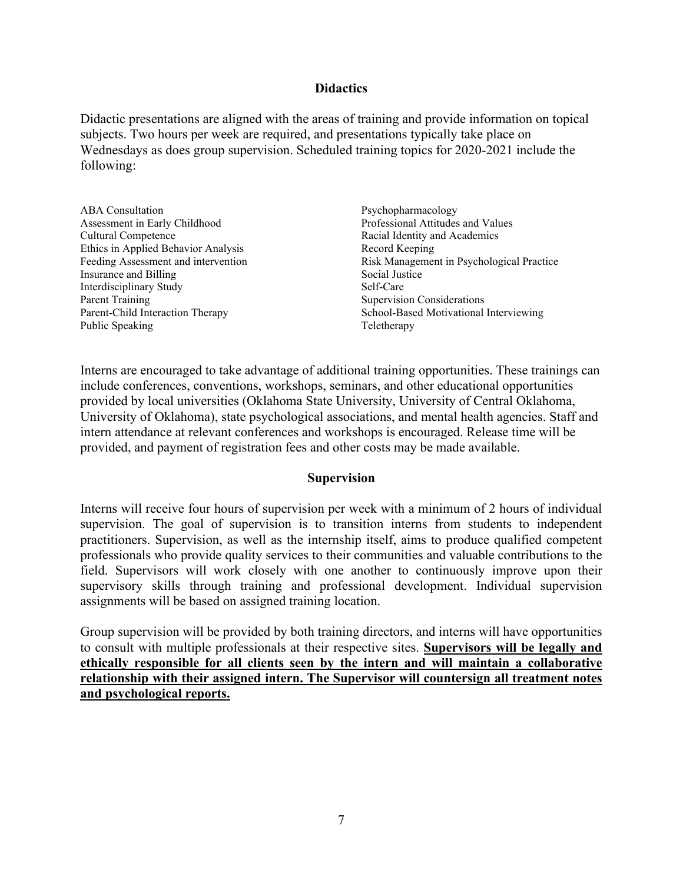## Didactics

Didactic presentations are aligned with the areas of training and provide information on topical subjects. Two hours per week are required, and presentations typically take place on Wednesdays as does group supervision. Scheduled training topics for 2020-2021 include the following:

- ABA Consultation
- Assessment in Early Childhood
- Cultural Competence
- Ethics in Applied Behavior Analysis
- Feeding Assessment and intervention
- Insurance and Billing
- Interdisciplinary Study
- Parent Training
- Parent-Child Interaction Therapy
- Public Speaking
- Psychopharmacology
- Professional Attitudes and Values
- Racial Identity and Academics
- Record Keeping
- Risk Management in Psychological Practice
- Social Justice
- Self-Care
- Supervision Considerations
- School-Based Motivational Interviewing
- Teletherapy

Interns are encouraged to take advantage of additional training opportunities. These trainings can include conferences, conventions, workshops, seminars, and other educational opportunities provided by local universities (Oklahoma State University, University of Central Oklahoma, University of Oklahoma), state psychological associations, and mental health agencies. Staff and intern attendance at relevant conferences and workshops is encouraged. Release time will be provided, and payment of registration fees and other costs may be made available.

## Supervision

Interns will receive four hours of supervision per week with a minimum of 2 hours of individual supervision. The goal of supervision is to transition interns from students to independent practitioners. Supervision, as well as the internship itself, aims to produce qualified competent professionals who provide quality services to their communities and valuable contributions to the field. Supervisors will work closely with one another to continuously improve upon their supervisory skills through training and professional development. Individual supervision assignments will be based on assigned training location.

Group supervision will be provided by both training directors, and interns will have opportunities to consult with multiple professionals at their respective sites. **Supervisors will be legally and ethically responsible for all clients seen by the intern and will maintain a collaborative relationship with their assigned intern. The Supervisor will countersign all treatment notes and psychological reports.**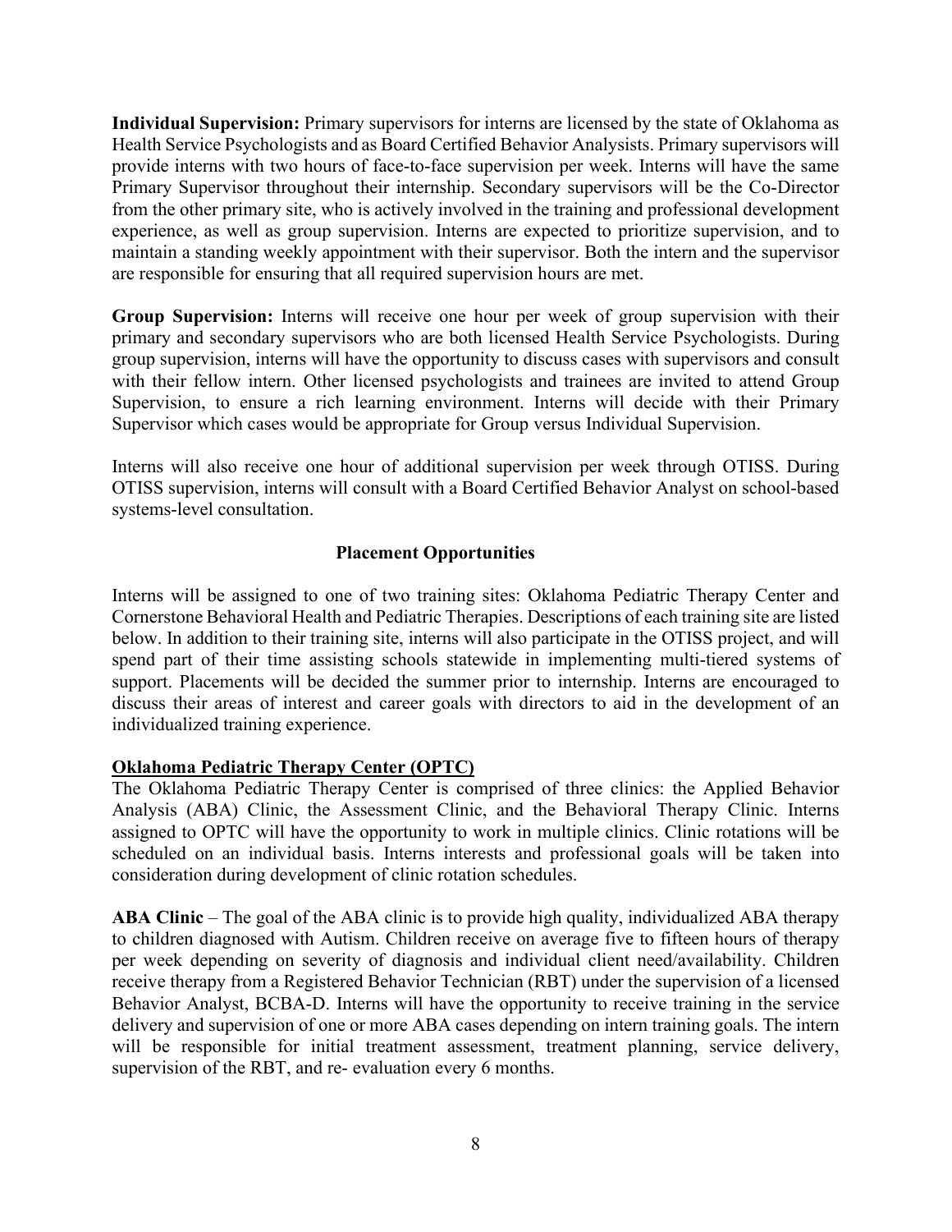**Individual Supervision:** Primary supervisors for interns are licensed by the state of Oklahoma as Health Service Psychologists and as Board Certified Behavior Analysists. Primary supervisors will provide interns with two hours of face-to-face supervision per week. Interns will have the same Primary Supervisor throughout their internship. Secondary supervisors will be the Co-Director from the other primary site, who is actively involved in the training and professional development experience, as well as group supervision. Interns are expected to prioritize supervision, and to maintain a standing weekly appointment with their supervisor. Both the intern and the supervisor are responsible for ensuring that all required supervision hours are met.

**Group Supervision:** Interns will receive one hour per week of group supervision with their primary and secondary supervisors who are both licensed Health Service Psychologists. During group supervision, interns will have the opportunity to discuss cases with supervisors and consult with their fellow intern. Other licensed psychologists and trainees are invited to attend Group Supervision, to ensure a rich learning environment. Interns will decide with their Primary Supervisor which cases would be appropriate for Group versus Individual Supervision.

Interns will also receive one hour of additional supervision per week through OTISS. During OTISS supervision, interns will consult with a Board Certified Behavior Analyst on school-based systems-level consultation.

## Placement Opportunities

Interns will be assigned to one of two training sites: Oklahoma Pediatric Therapy Center and Cornerstone Behavioral Health and Pediatric Therapies. Descriptions of each training site are listed below. In addition to their training site, interns will also participate in the OTISS project, and will spend part of their time assisting schools statewide in implementing multi-tiered systems of support. Placements will be decided the summer prior to internship. Interns are encouraged to discuss their areas of interest and career goals with directors to aid in the development of an individualized training experience.

### Oklahoma Pediatric Therapy Center (OPTC)

The Oklahoma Pediatric Therapy Center is comprised of three clinics: the Applied Behavior Analysis (ABA) Clinic, the Assessment Clinic, and the Behavioral Therapy Clinic. Interns assigned to OPTC will have the opportunity to work in multiple clinics. Clinic rotations will be scheduled on an individual basis. Interns interests and professional goals will be taken into consideration during development of clinic rotation schedules.

**ABA Clinic** – The goal of the ABA clinic is to provide high quality, individualized ABA therapy to children diagnosed with Autism. Children receive on average five to fifteen hours of therapy per week depending on severity of diagnosis and individual client need/availability. Children receive therapy from a Registered Behavior Technician (RBT) under the supervision of a licensed Behavior Analyst, BCBA-D. Interns will have the opportunity to receive training in the service delivery and supervision of one or more ABA cases depending on intern training goals. The intern will be responsible for initial treatment assessment, treatment planning, service delivery, supervision of the RBT, and re- evaluation every 6 months.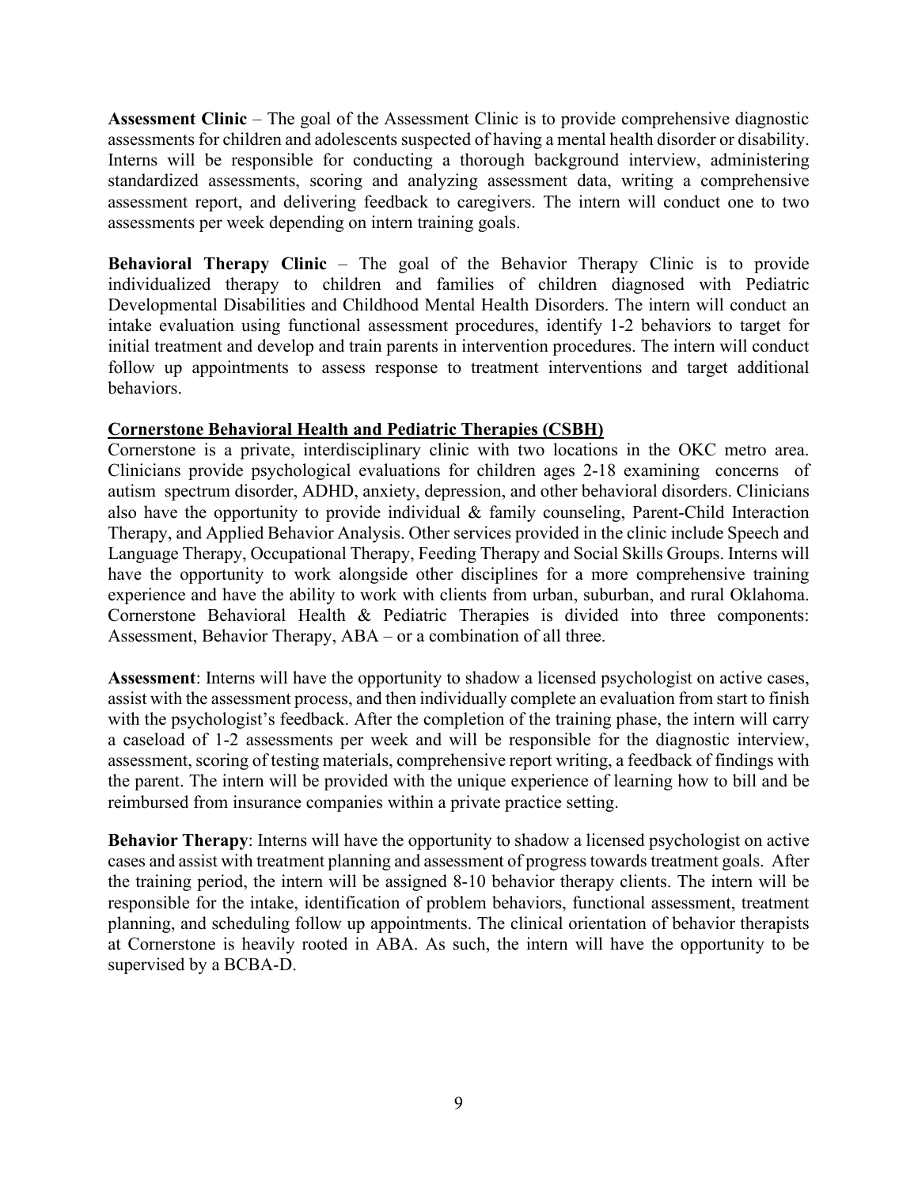**Assessment Clinic** – The goal of the Assessment Clinic is to provide comprehensive diagnostic assessments for children and adolescents suspected of having a mental health disorder or disability. Interns will be responsible for conducting a thorough background interview, administering standardized assessments, scoring and analyzing assessment data, writing a comprehensive assessment report, and delivering feedback to caregivers. The intern will conduct one to two assessments per week depending on intern training goals.

**Behavioral Therapy Clinic** – The goal of the Behavior Therapy Clinic is to provide individualized therapy to children and families of children diagnosed with Pediatric Developmental Disabilities and Childhood Mental Health Disorders. The intern will conduct an intake evaluation using functional assessment procedures, identify 1-2 behaviors to target for initial treatment and develop and train parents in intervention procedures. The intern will conduct follow up appointments to assess response to treatment interventions and target additional behaviors.

**Cornerstone Behavioral Health and Pediatric Therapies (CSBH)**

Cornerstone is a private, interdisciplinary clinic with two locations in the OKC metro area. Clinicians provide psychological evaluations for children ages 2-18 examining concerns of autism spectrum disorder, ADHD, anxiety, depression, and other behavioral disorders. Clinicians also have the opportunity to provide individual & family counseling, Parent-Child Interaction Therapy, and Applied Behavior Analysis. Other services provided in the clinic include Speech and Language Therapy, Occupational Therapy, Feeding Therapy and Social Skills Groups. Interns will have the opportunity to work alongside other disciplines for a more comprehensive training experience and have the ability to work with clients from urban, suburban, and rural Oklahoma. Cornerstone Behavioral Health & Pediatric Therapies is divided into three components: Assessment, Behavior Therapy, ABA – or a combination of all three.

**Assessment**: Interns will have the opportunity to shadow a licensed psychologist on active cases, assist with the assessment process, and then individually complete an evaluation from start to finish with the psychologist's feedback. After the completion of the training phase, the intern will carry a caseload of 1-2 assessments per week and will be responsible for the diagnostic interview, assessment, scoring of testing materials, comprehensive report writing, a feedback of findings with the parent. The intern will be provided with the unique experience of learning how to bill and be reimbursed from insurance companies within a private practice setting.

**Behavior Therapy**: Interns will have the opportunity to shadow a licensed psychologist on active cases and assist with treatment planning and assessment of progress towards treatment goals. After the training period, the intern will be assigned 8-10 behavior therapy clients. The intern will be responsible for the intake, identification of problem behaviors, functional assessment, treatment planning, and scheduling follow up appointments. The clinical orientation of behavior therapists at Cornerstone is heavily rooted in ABA. As such, the intern will have the opportunity to be supervised by a BCBA-D.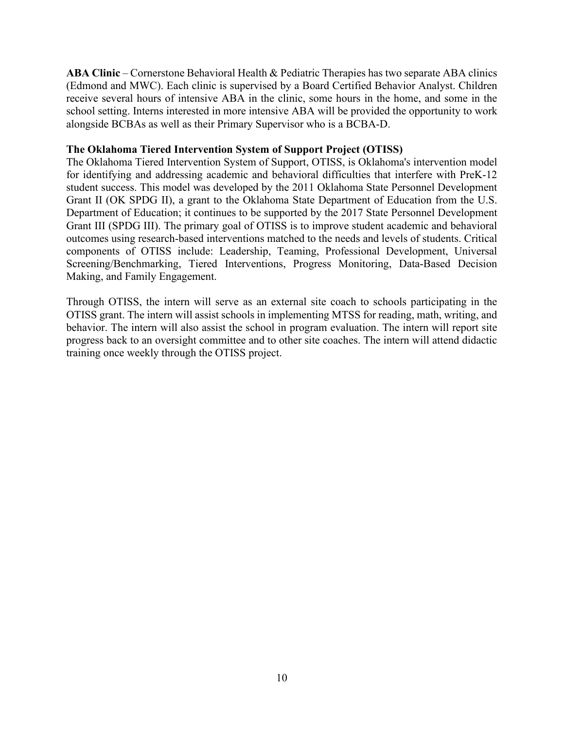**ABA Clinic** – Cornerstone Behavioral Health & Pediatric Therapies has two separate ABA clinics (Edmond and MWC). Each clinic is supervised by a Board Certified Behavior Analyst. Children receive several hours of intensive ABA in the clinic, some hours in the home, and some in the school setting. Interns interested in more intensive ABA will be provided the opportunity to work alongside BCBAs as well as their Primary Supervisor who is a BCBA-D.

**The Oklahoma Tiered Intervention System of Support Project (OTISS)**

The Oklahoma Tiered Intervention System of Support, OTISS, is Oklahoma's intervention model for identifying and addressing academic and behavioral difficulties that interfere with PreK-12 student success. This model was developed by the 2011 Oklahoma State Personnel Development Grant II (OK SPDG II), a grant to the Oklahoma State Department of Education from the U.S. Department of Education; it continues to be supported by the 2017 State Personnel Development Grant III (SPDG III). The primary goal of OTISS is to improve student academic and behavioral outcomes using research-based interventions matched to the needs and levels of students. Critical components of OTISS include: Leadership, Teaming, Professional Development, Universal Screening/Benchmarking, Tiered Interventions, Progress Monitoring, Data-Based Decision Making, and Family Engagement.

Through OTISS, the intern will serve as an external site coach to schools participating in the OTISS grant. The intern will assist schools in implementing MTSS for reading, math, writing, and behavior. The intern will also assist the school in program evaluation. The intern will report site progress back to an oversight committee and to other site coaches. The intern will attend didactic training once weekly through the OTISS project.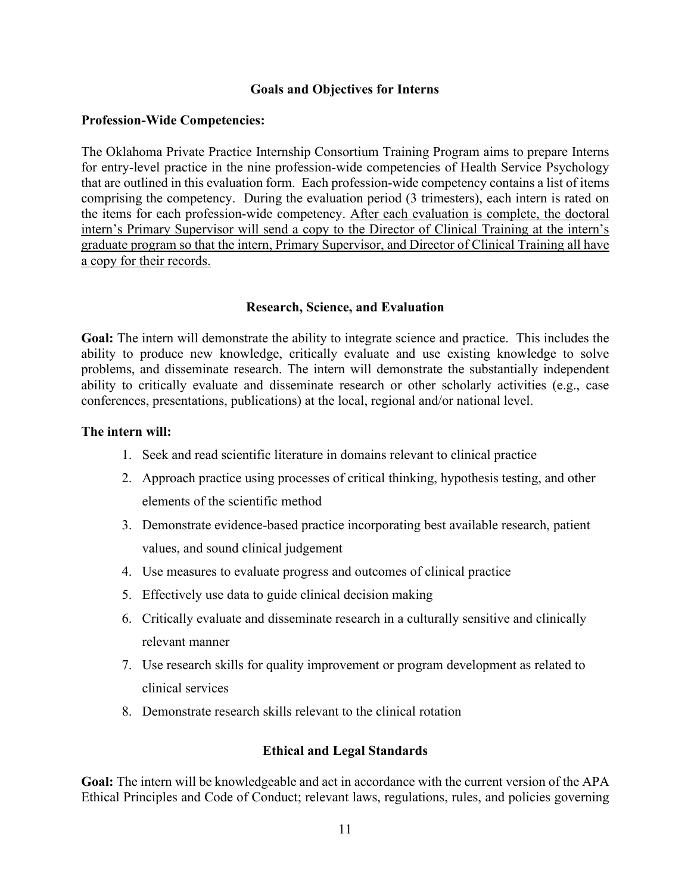## Goals and Objectives for Interns

### Profession-Wide Competencies:

The Oklahoma Private Practice Internship Consortium Training Program aims to prepare Interns for entry-level practice in the nine profession-wide competencies of Health Service Psychology that are outlined in this evaluation form. Each profession-wide competency contains a list of items comprising the competency. During the evaluation period (3 trimesters), each intern is rated on the items for each profession-wide competency. <u>After each evaluation is complete, the doctoral intern's Primary Supervisor will send a copy to the Director of Clinical Training at the intern's graduate program so that the intern, Primary Supervisor, and Director of Clinical Training all have a copy for their records.</u>

### Research, Science, and Evaluation

**Goal:** The intern will demonstrate the ability to integrate science and practice. This includes the ability to produce new knowledge, critically evaluate and use existing knowledge to solve problems, and disseminate research. The intern will demonstrate the substantially independent ability to critically evaluate and disseminate research or other scholarly activities (e.g., case conferences, presentations, publications) at the local, regional and/or national level.

**The intern will:**

1. Seek and read scientific literature in domains relevant to clinical practice
2. Approach practice using processes of critical thinking, hypothesis testing, and other elements of the scientific method
3. Demonstrate evidence-based practice incorporating best available research, patient values, and sound clinical judgement
4. Use measures to evaluate progress and outcomes of clinical practice
5. Effectively use data to guide clinical decision making
6. Critically evaluate and disseminate research in a culturally sensitive and clinically relevant manner
7. Use research skills for quality improvement or program development as related to clinical services
8. Demonstrate research skills relevant to the clinical rotation

### Ethical and Legal Standards

**Goal:** The intern will be knowledgeable and act in accordance with the current version of the APA Ethical Principles and Code of Conduct; relevant laws, regulations, rules, and policies governing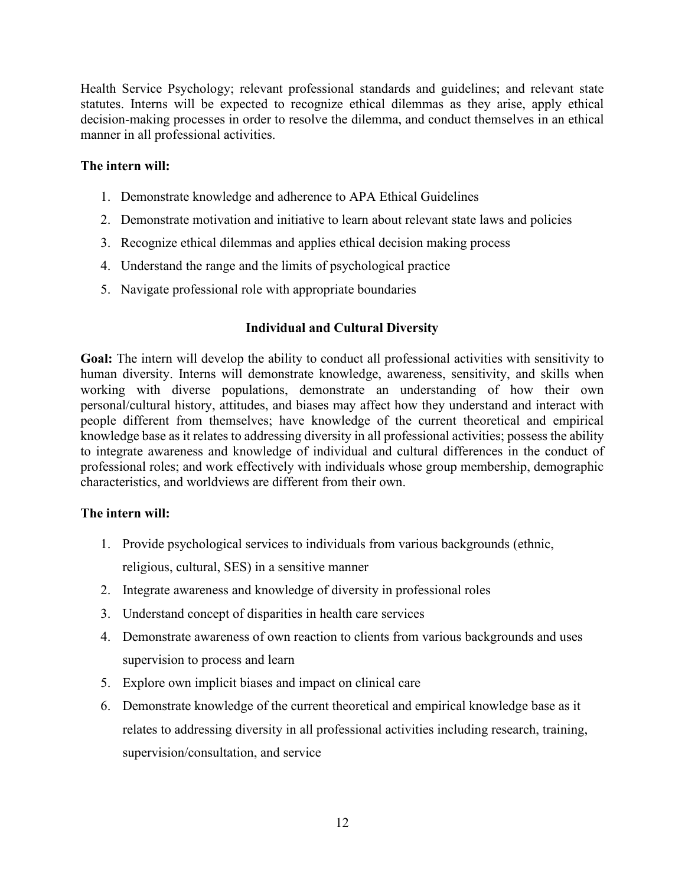Health Service Psychology; relevant professional standards and guidelines; and relevant state statutes. Interns will be expected to recognize ethical dilemmas as they arise, apply ethical decision-making processes in order to resolve the dilemma, and conduct themselves in an ethical manner in all professional activities.

**The intern will:**

1. Demonstrate knowledge and adherence to APA Ethical Guidelines
2. Demonstrate motivation and initiative to learn about relevant state laws and policies
3. Recognize ethical dilemmas and applies ethical decision making process
4. Understand the range and the limits of psychological practice
5. Navigate professional role with appropriate boundaries

### Individual and Cultural Diversity

**Goal:** The intern will develop the ability to conduct all professional activities with sensitivity to human diversity. Interns will demonstrate knowledge, awareness, sensitivity, and skills when working with diverse populations, demonstrate an understanding of how their own personal/cultural history, attitudes, and biases may affect how they understand and interact with people different from themselves; have knowledge of the current theoretical and empirical knowledge base as it relates to addressing diversity in all professional activities; possess the ability to integrate awareness and knowledge of individual and cultural differences in the conduct of professional roles; and work effectively with individuals whose group membership, demographic characteristics, and worldviews are different from their own.

**The intern will:**

1. Provide psychological services to individuals from various backgrounds (ethnic, religious, cultural, SES) in a sensitive manner
2. Integrate awareness and knowledge of diversity in professional roles
3. Understand concept of disparities in health care services
4. Demonstrate awareness of own reaction to clients from various backgrounds and uses supervision to process and learn
5. Explore own implicit biases and impact on clinical care
6. Demonstrate knowledge of the current theoretical and empirical knowledge base as it relates to addressing diversity in all professional activities including research, training, supervision/consultation, and service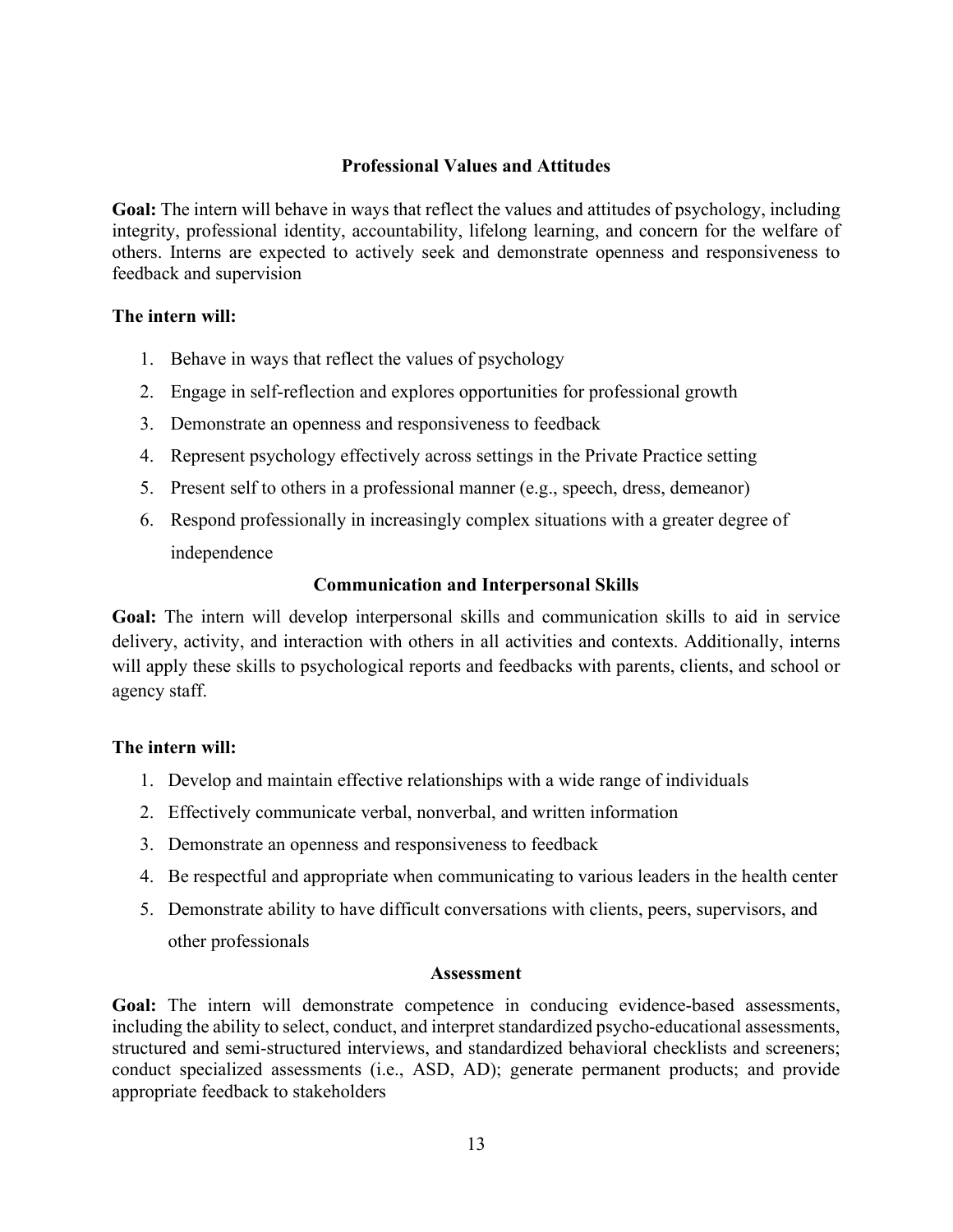## Professional Values and Attitudes

**Goal:** The intern will behave in ways that reflect the values and attitudes of psychology, including integrity, professional identity, accountability, lifelong learning, and concern for the welfare of others. Interns are expected to actively seek and demonstrate openness and responsiveness to feedback and supervision

**The intern will:**

1. Behave in ways that reflect the values of psychology
2. Engage in self-reflection and explores opportunities for professional growth
3. Demonstrate an openness and responsiveness to feedback
4. Represent psychology effectively across settings in the Private Practice setting
5. Present self to others in a professional manner (e.g., speech, dress, demeanor)
6. Respond professionally in increasingly complex situations with a greater degree of independence

## Communication and Interpersonal Skills

**Goal:** The intern will develop interpersonal skills and communication skills to aid in service delivery, activity, and interaction with others in all activities and contexts. Additionally, interns will apply these skills to psychological reports and feedbacks with parents, clients, and school or agency staff.

**The intern will:**

1. Develop and maintain effective relationships with a wide range of individuals
2. Effectively communicate verbal, nonverbal, and written information
3. Demonstrate an openness and responsiveness to feedback
4. Be respectful and appropriate when communicating to various leaders in the health center
5. Demonstrate ability to have difficult conversations with clients, peers, supervisors, and other professionals

## Assessment

**Goal:** The intern will demonstrate competence in conducing evidence-based assessments, including the ability to select, conduct, and interpret standardized psycho-educational assessments, structured and semi-structured interviews, and standardized behavioral checklists and screeners; conduct specialized assessments (i.e., ASD, AD); generate permanent products; and provide appropriate feedback to stakeholders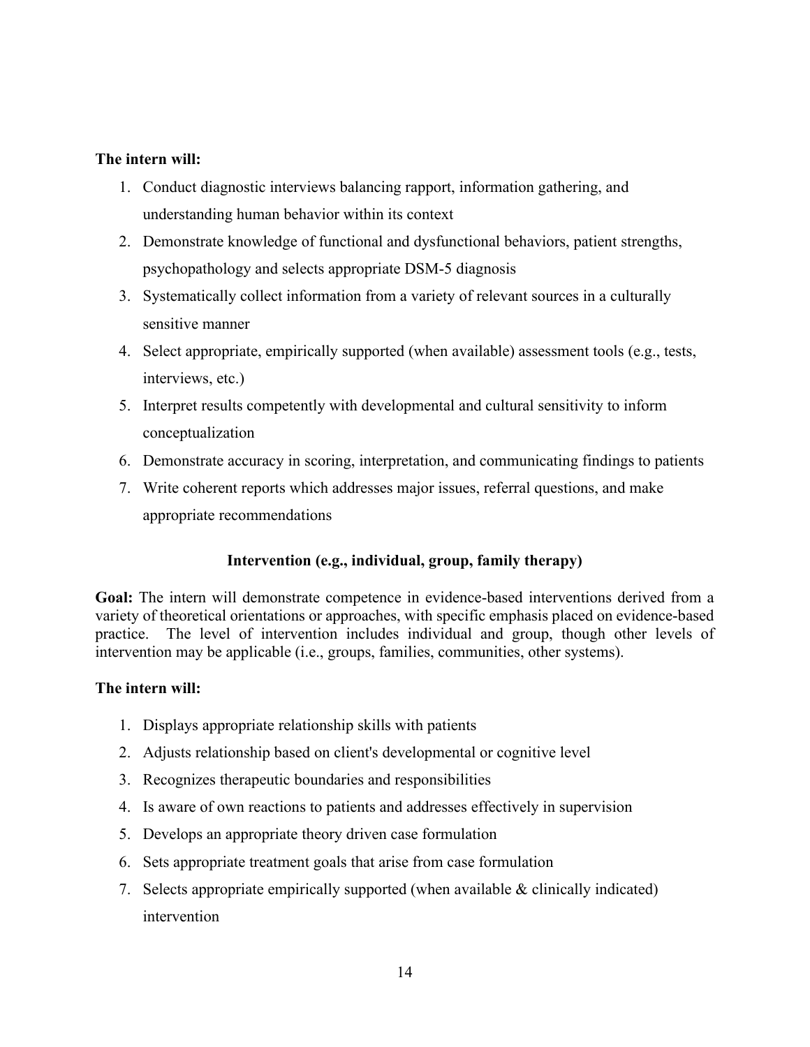**The intern will:**

1. Conduct diagnostic interviews balancing rapport, information gathering, and understanding human behavior within its context
2. Demonstrate knowledge of functional and dysfunctional behaviors, patient strengths, psychopathology and selects appropriate DSM-5 diagnosis
3. Systematically collect information from a variety of relevant sources in a culturally sensitive manner
4. Select appropriate, empirically supported (when available) assessment tools (e.g., tests, interviews, etc.)
5. Interpret results competently with developmental and cultural sensitivity to inform conceptualization
6. Demonstrate accuracy in scoring, interpretation, and communicating findings to patients
7. Write coherent reports which addresses major issues, referral questions, and make appropriate recommendations

### Intervention (e.g., individual, group, family therapy)

**Goal:** The intern will demonstrate competence in evidence-based interventions derived from a variety of theoretical orientations or approaches, with specific emphasis placed on evidence-based practice. The level of intervention includes individual and group, though other levels of intervention may be applicable (i.e., groups, families, communities, other systems).

**The intern will:**

1. Displays appropriate relationship skills with patients
2. Adjusts relationship based on client's developmental or cognitive level
3. Recognizes therapeutic boundaries and responsibilities
4. Is aware of own reactions to patients and addresses effectively in supervision
5. Develops an appropriate theory driven case formulation
6. Sets appropriate treatment goals that arise from case formulation
7. Selects appropriate empirically supported (when available & clinically indicated) intervention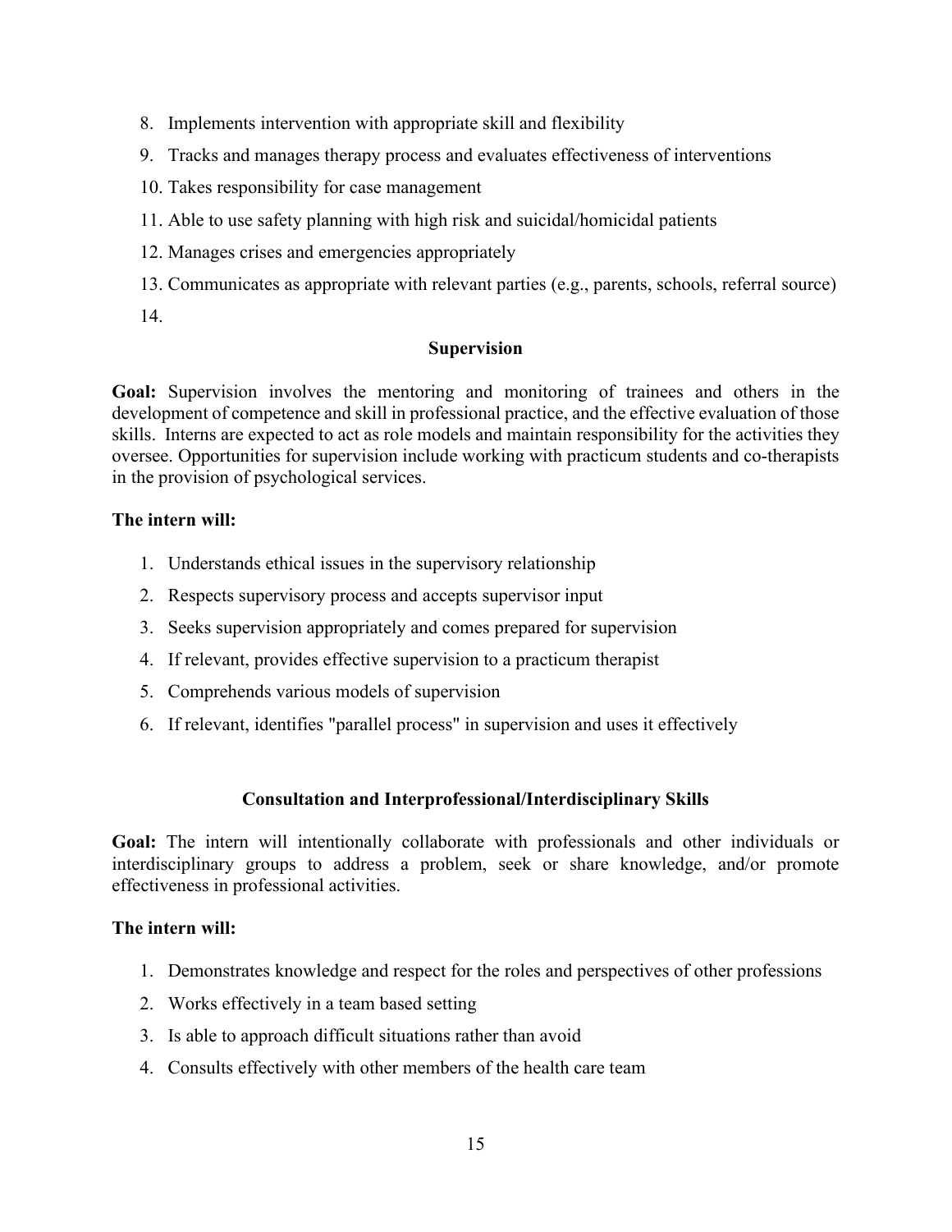8. Implements intervention with appropriate skill and flexibility
9. Tracks and manages therapy process and evaluates effectiveness of interventions
10. Takes responsibility for case management
11. Able to use safety planning with high risk and suicidal/homicidal patients
12. Manages crises and emergencies appropriately
13. Communicates as appropriate with relevant parties (e.g., parents, schools, referral source)
14.

## Supervision

**Goal:** Supervision involves the mentoring and monitoring of trainees and others in the development of competence and skill in professional practice, and the effective evaluation of those skills. Interns are expected to act as role models and maintain responsibility for the activities they oversee. Opportunities for supervision include working with practicum students and co-therapists in the provision of psychological services.

**The intern will:**

1. Understands ethical issues in the supervisory relationship
2. Respects supervisory process and accepts supervisor input
3. Seeks supervision appropriately and comes prepared for supervision
4. If relevant, provides effective supervision to a practicum therapist
5. Comprehends various models of supervision
6. If relevant, identifies "parallel process" in supervision and uses it effectively

## Consultation and Interprofessional/Interdisciplinary Skills

**Goal:** The intern will intentionally collaborate with professionals and other individuals or interdisciplinary groups to address a problem, seek or share knowledge, and/or promote effectiveness in professional activities.

**The intern will:**

1. Demonstrates knowledge and respect for the roles and perspectives of other professions
2. Works effectively in a team based setting
3. Is able to approach difficult situations rather than avoid
4. Consults effectively with other members of the health care team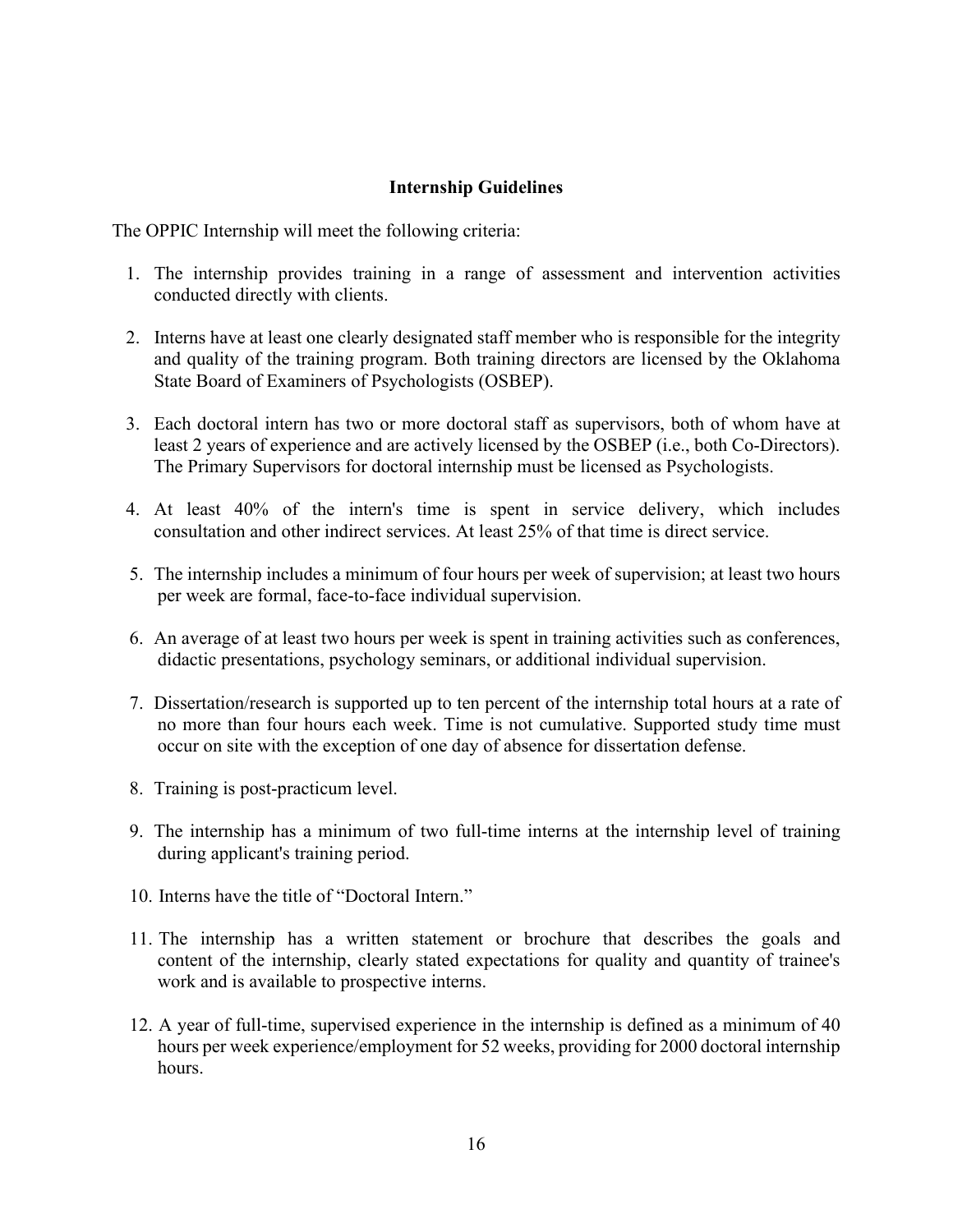**Internship Guidelines**

The OPPIC Internship will meet the following criteria:

1. The internship provides training in a range of assessment and intervention activities conducted directly with clients.
2. Interns have at least one clearly designated staff member who is responsible for the integrity and quality of the training program. Both training directors are licensed by the Oklahoma State Board of Examiners of Psychologists (OSBEP).
3. Each doctoral intern has two or more doctoral staff as supervisors, both of whom have at least 2 years of experience and are actively licensed by the OSBEP (i.e., both Co-Directors). The Primary Supervisors for doctoral internship must be licensed as Psychologists.
4. At least 40% of the intern's time is spent in service delivery, which includes consultation and other indirect services. At least 25% of that time is direct service.
5. The internship includes a minimum of four hours per week of supervision; at least two hours per week are formal, face-to-face individual supervision.
6. An average of at least two hours per week is spent in training activities such as conferences, didactic presentations, psychology seminars, or additional individual supervision.
7. Dissertation/research is supported up to ten percent of the internship total hours at a rate of no more than four hours each week. Time is not cumulative. Supported study time must occur on site with the exception of one day of absence for dissertation defense.
8. Training is post-practicum level.
9. The internship has a minimum of two full-time interns at the internship level of training during applicant's training period.
10. Interns have the title of "Doctoral Intern."
11. The internship has a written statement or brochure that describes the goals and content of the internship, clearly stated expectations for quality and quantity of trainee's work and is available to prospective interns.
12. A year of full-time, supervised experience in the internship is defined as a minimum of 40 hours per week experience/employment for 52 weeks, providing for 2000 doctoral internship hours.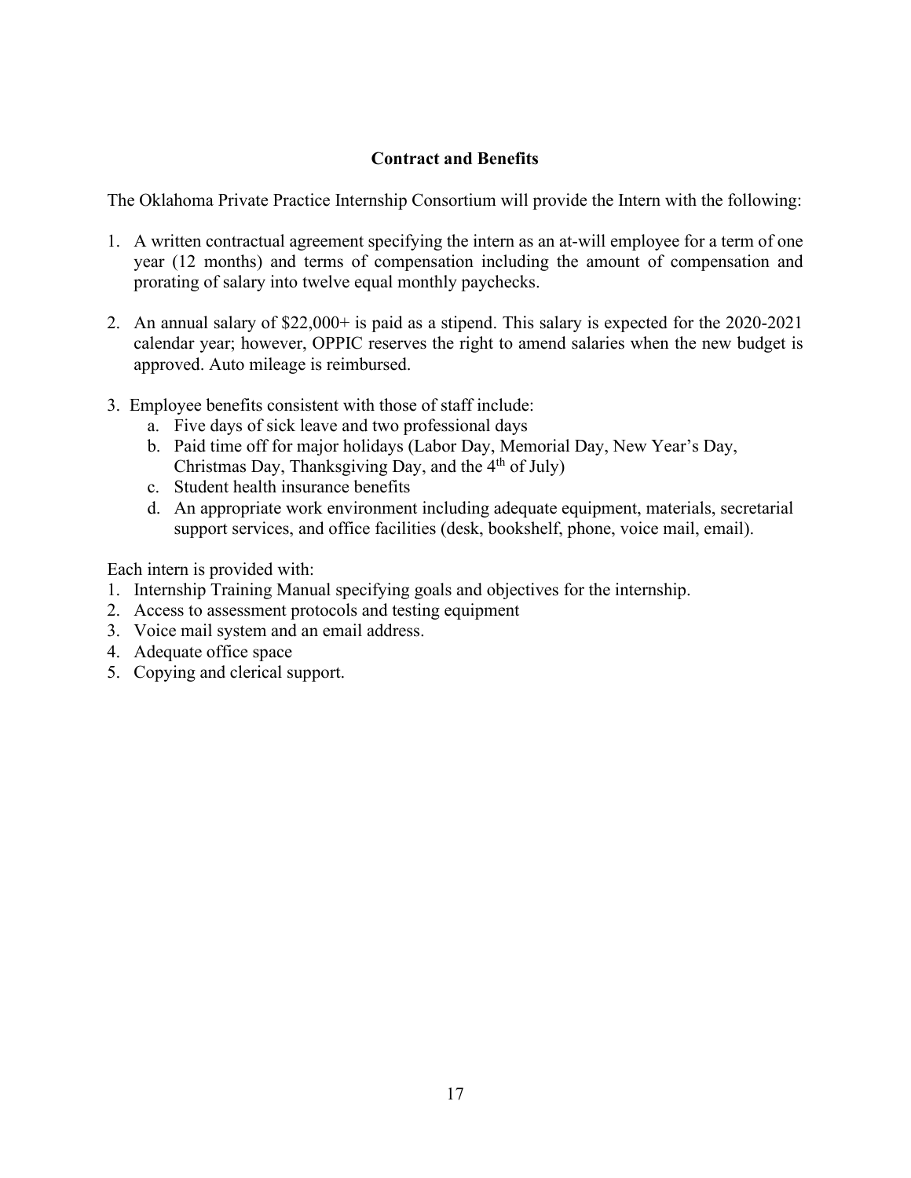## Contract and Benefits

The Oklahoma Private Practice Internship Consortium will provide the Intern with the following:

1. A written contractual agreement specifying the intern as an at-will employee for a term of one year (12 months) and terms of compensation including the amount of compensation and prorating of salary into twelve equal monthly paychecks.

2. An annual salary of $22,000+ is paid as a stipend. This salary is expected for the 2020-2021 calendar year; however, OPPIC reserves the right to amend salaries when the new budget is approved. Auto mileage is reimbursed.

3. Employee benefits consistent with those of staff include:
   a. Five days of sick leave and two professional days
   b. Paid time off for major holidays (Labor Day, Memorial Day, New Year's Day, Christmas Day, Thanksgiving Day, and the 4th of July)
   c. Student health insurance benefits
   d. An appropriate work environment including adequate equipment, materials, secretarial support services, and office facilities (desk, bookshelf, phone, voice mail, email).

Each intern is provided with:

1. Internship Training Manual specifying goals and objectives for the internship.
2. Access to assessment protocols and testing equipment
3. Voice mail system and an email address.
4. Adequate office space
5. Copying and clerical support.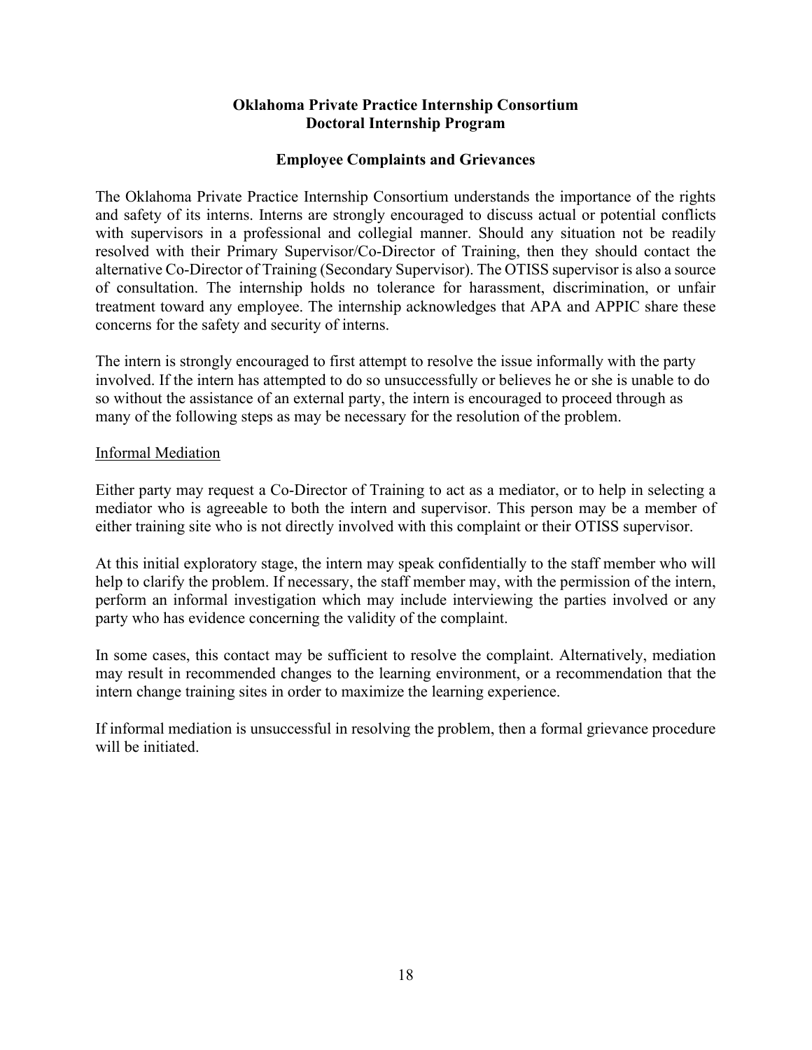**Oklahoma Private Practice Internship Consortium**
**Doctoral Internship Program**

**Employee Complaints and Grievances**

The Oklahoma Private Practice Internship Consortium understands the importance of the rights and safety of its interns. Interns are strongly encouraged to discuss actual or potential conflicts with supervisors in a professional and collegial manner. Should any situation not be readily resolved with their Primary Supervisor/Co-Director of Training, then they should contact the alternative Co-Director of Training (Secondary Supervisor). The OTISS supervisor is also a source of consultation. The internship holds no tolerance for harassment, discrimination, or unfair treatment toward any employee. The internship acknowledges that APA and APPIC share these concerns for the safety and security of interns.

The intern is strongly encouraged to first attempt to resolve the issue informally with the party involved. If the intern has attempted to do so unsuccessfully or believes he or she is unable to do so without the assistance of an external party, the intern is encouraged to proceed through as many of the following steps as may be necessary for the resolution of the problem.

<u>Informal Mediation</u>

Either party may request a Co-Director of Training to act as a mediator, or to help in selecting a mediator who is agreeable to both the intern and supervisor. This person may be a member of either training site who is not directly involved with this complaint or their OTISS supervisor.

At this initial exploratory stage, the intern may speak confidentially to the staff member who will help to clarify the problem. If necessary, the staff member may, with the permission of the intern, perform an informal investigation which may include interviewing the parties involved or any party who has evidence concerning the validity of the complaint.

In some cases, this contact may be sufficient to resolve the complaint. Alternatively, mediation may result in recommended changes to the learning environment, or a recommendation that the intern change training sites in order to maximize the learning experience.

If informal mediation is unsuccessful in resolving the problem, then a formal grievance procedure will be initiated.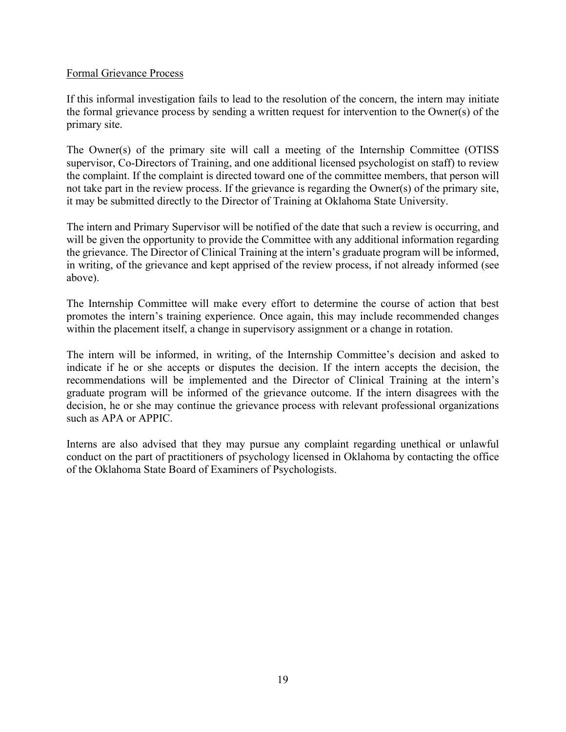## Formal Grievance Process

If this informal investigation fails to lead to the resolution of the concern, the intern may initiate the formal grievance process by sending a written request for intervention to the Owner(s) of the primary site.

The Owner(s) of the primary site will call a meeting of the Internship Committee (OTISS supervisor, Co-Directors of Training, and one additional licensed psychologist on staff) to review the complaint. If the complaint is directed toward one of the committee members, that person will not take part in the review process. If the grievance is regarding the Owner(s) of the primary site, it may be submitted directly to the Director of Training at Oklahoma State University.

The intern and Primary Supervisor will be notified of the date that such a review is occurring, and will be given the opportunity to provide the Committee with any additional information regarding the grievance. The Director of Clinical Training at the intern's graduate program will be informed, in writing, of the grievance and kept apprised of the review process, if not already informed (see above).

The Internship Committee will make every effort to determine the course of action that best promotes the intern's training experience. Once again, this may include recommended changes within the placement itself, a change in supervisory assignment or a change in rotation.

The intern will be informed, in writing, of the Internship Committee's decision and asked to indicate if he or she accepts or disputes the decision. If the intern accepts the decision, the recommendations will be implemented and the Director of Clinical Training at the intern's graduate program will be informed of the grievance outcome. If the intern disagrees with the decision, he or she may continue the grievance process with relevant professional organizations such as APA or APPIC.

Interns are also advised that they may pursue any complaint regarding unethical or unlawful conduct on the part of practitioners of psychology licensed in Oklahoma by contacting the office of the Oklahoma State Board of Examiners of Psychologists.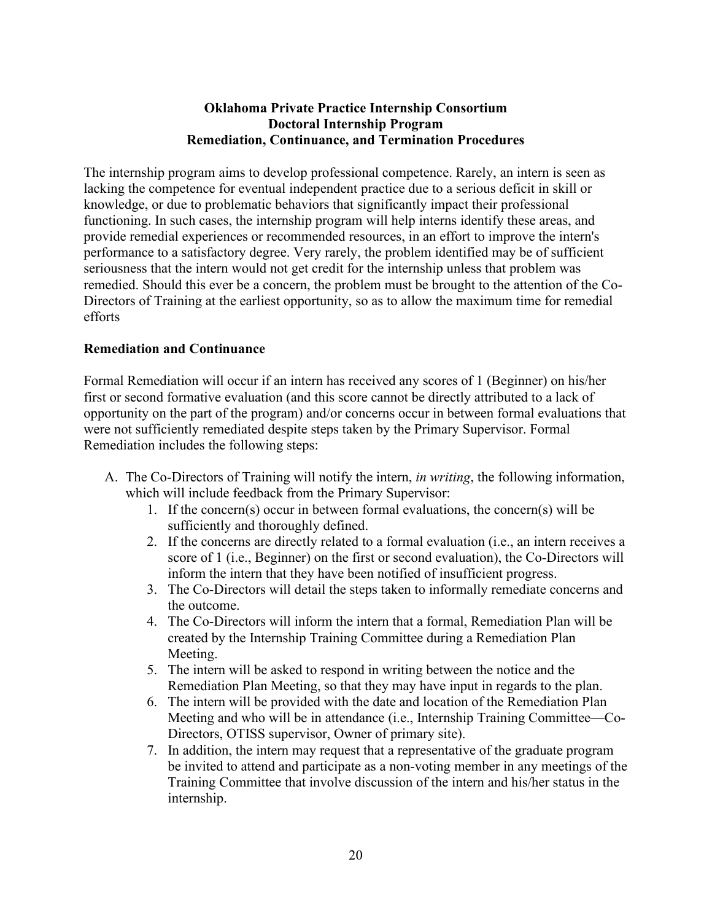**Oklahoma Private Practice Internship Consortium**
**Doctoral Internship Program**
**Remediation, Continuance, and Termination Procedures**

The internship program aims to develop professional competence. Rarely, an intern is seen as lacking the competence for eventual independent practice due to a serious deficit in skill or knowledge, or due to problematic behaviors that significantly impact their professional functioning. In such cases, the internship program will help interns identify these areas, and provide remedial experiences or recommended resources, in an effort to improve the intern's performance to a satisfactory degree. Very rarely, the problem identified may be of sufficient seriousness that the intern would not get credit for the internship unless that problem was remedied. Should this ever be a concern, the problem must be brought to the attention of the Co-Directors of Training at the earliest opportunity, so as to allow the maximum time for remedial efforts

## Remediation and Continuance

Formal Remediation will occur if an intern has received any scores of 1 (Beginner) on his/her first or second formative evaluation (and this score cannot be directly attributed to a lack of opportunity on the part of the program) and/or concerns occur in between formal evaluations that were not sufficiently remediated despite steps taken by the Primary Supervisor. Formal Remediation includes the following steps:

A. The Co-Directors of Training will notify the intern, *in writing*, the following information, which will include feedback from the Primary Supervisor:
   1. If the concern(s) occur in between formal evaluations, the concern(s) will be sufficiently and thoroughly defined.
   2. If the concerns are directly related to a formal evaluation (i.e., an intern receives a score of 1 (i.e., Beginner) on the first or second evaluation), the Co-Directors will inform the intern that they have been notified of insufficient progress.
   3. The Co-Directors will detail the steps taken to informally remediate concerns and the outcome.
   4. The Co-Directors will inform the intern that a formal, Remediation Plan will be created by the Internship Training Committee during a Remediation Plan Meeting.
   5. The intern will be asked to respond in writing between the notice and the Remediation Plan Meeting, so that they may have input in regards to the plan.
   6. The intern will be provided with the date and location of the Remediation Plan Meeting and who will be in attendance (i.e., Internship Training Committee—Co-Directors, OTISS supervisor, Owner of primary site).
   7. In addition, the intern may request that a representative of the graduate program be invited to attend and participate as a non-voting member in any meetings of the Training Committee that involve discussion of the intern and his/her status in the internship.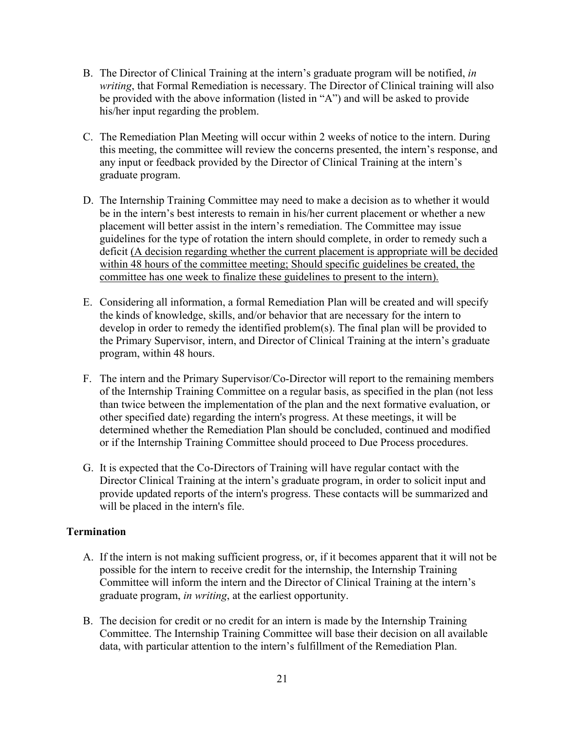B. The Director of Clinical Training at the intern's graduate program will be notified, *in writing*, that Formal Remediation is necessary. The Director of Clinical training will also be provided with the above information (listed in "A") and will be asked to provide his/her input regarding the problem.

C. The Remediation Plan Meeting will occur within 2 weeks of notice to the intern. During this meeting, the committee will review the concerns presented, the intern's response, and any input or feedback provided by the Director of Clinical Training at the intern's graduate program.

D. The Internship Training Committee may need to make a decision as to whether it would be in the intern's best interests to remain in his/her current placement or whether a new placement will better assist in the intern's remediation. The Committee may issue guidelines for the type of rotation the intern should complete, in order to remedy such a deficit <u>(A decision regarding whether the current placement is appropriate will be decided within 48 hours of the committee meeting; Should specific guidelines be created, the committee has one week to finalize these guidelines to present to the intern).</u>

E. Considering all information, a formal Remediation Plan will be created and will specify the kinds of knowledge, skills, and/or behavior that are necessary for the intern to develop in order to remedy the identified problem(s). The final plan will be provided to the Primary Supervisor, intern, and Director of Clinical Training at the intern's graduate program, within 48 hours.

F. The intern and the Primary Supervisor/Co-Director will report to the remaining members of the Internship Training Committee on a regular basis, as specified in the plan (not less than twice between the implementation of the plan and the next formative evaluation, or other specified date) regarding the intern's progress. At these meetings, it will be determined whether the Remediation Plan should be concluded, continued and modified or if the Internship Training Committee should proceed to Due Process procedures.

G. It is expected that the Co-Directors of Training will have regular contact with the Director Clinical Training at the intern's graduate program, in order to solicit input and provide updated reports of the intern's progress. These contacts will be summarized and will be placed in the intern's file.

**Termination**

A. If the intern is not making sufficient progress, or, if it becomes apparent that it will not be possible for the intern to receive credit for the internship, the Internship Training Committee will inform the intern and the Director of Clinical Training at the intern's graduate program, *in writing*, at the earliest opportunity.

B. The decision for credit or no credit for an intern is made by the Internship Training Committee. The Internship Training Committee will base their decision on all available data, with particular attention to the intern's fulfillment of the Remediation Plan.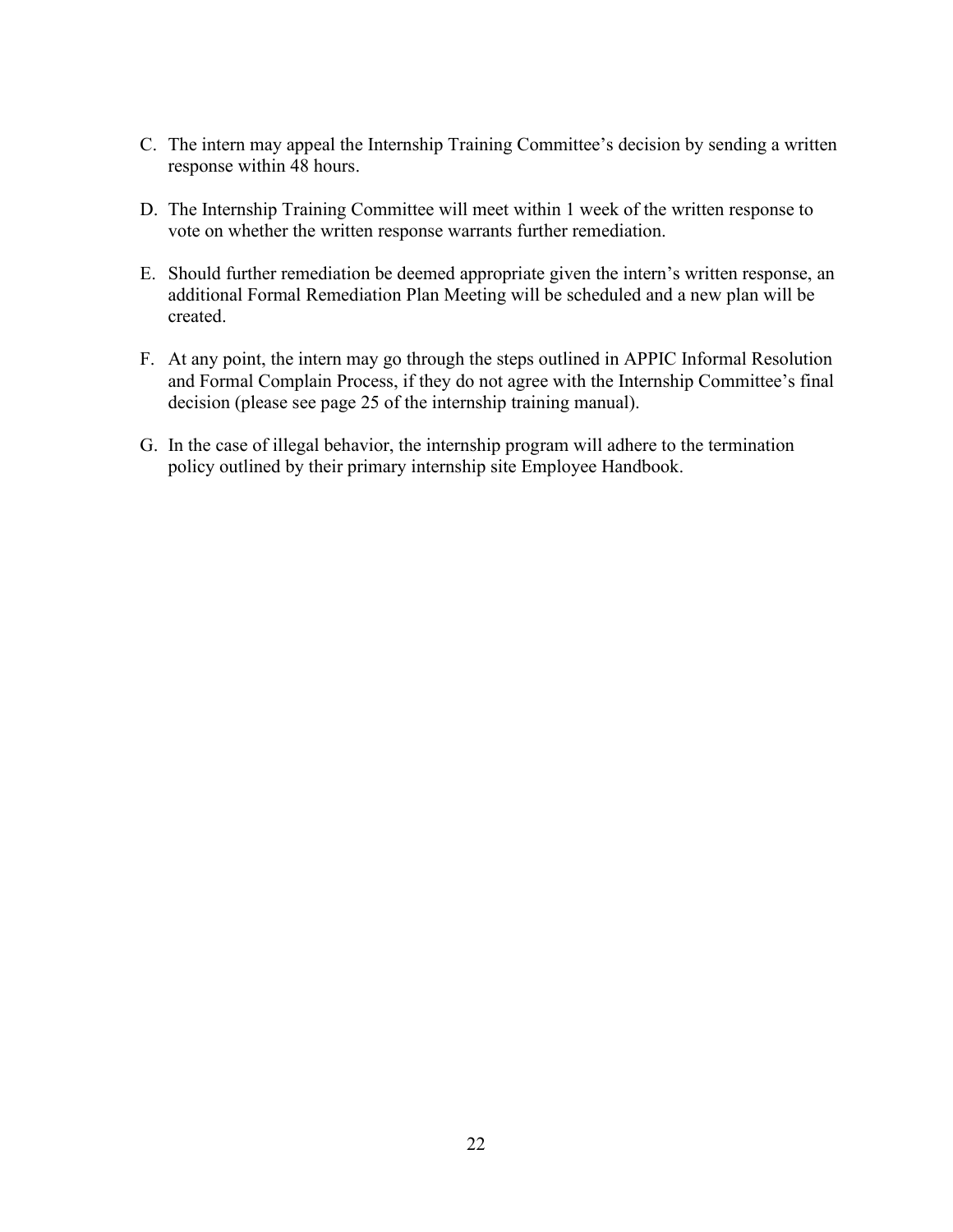C. The intern may appeal the Internship Training Committee's decision by sending a written response within 48 hours.

D. The Internship Training Committee will meet within 1 week of the written response to vote on whether the written response warrants further remediation.

E. Should further remediation be deemed appropriate given the intern's written response, an additional Formal Remediation Plan Meeting will be scheduled and a new plan will be created.

F. At any point, the intern may go through the steps outlined in APPIC Informal Resolution and Formal Complain Process, if they do not agree with the Internship Committee's final decision (please see page 25 of the internship training manual).

G. In the case of illegal behavior, the internship program will adhere to the termination policy outlined by their primary internship site Employee Handbook.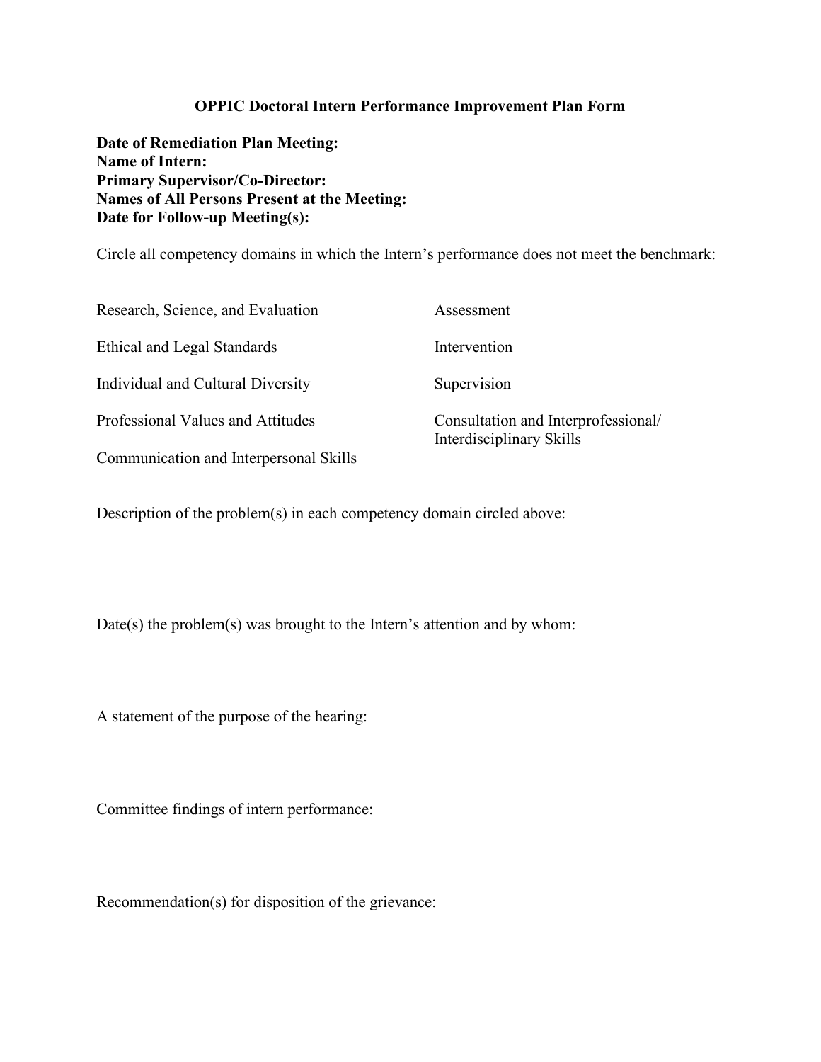# OPPIC Doctoral Intern Performance Improvement Plan Form

**Date of Remediation Plan Meeting:**
**Name of Intern:**
**Primary Supervisor/Co-Director:**
**Names of All Persons Present at the Meeting:**
**Date for Follow-up Meeting(s):**

Circle all competency domains in which the Intern's performance does not meet the benchmark:

| | |
|---|---|
| Research, Science, and Evaluation | Assessment |
| Ethical and Legal Standards | Intervention |
| Individual and Cultural Diversity | Supervision |
| Professional Values and Attitudes | Consultation and Interprofessional/ Interdisciplinary Skills |
| Communication and Interpersonal Skills | |

Description of the problem(s) in each competency domain circled above:

Date(s) the problem(s) was brought to the Intern's attention and by whom:

A statement of the purpose of the hearing:

Committee findings of intern performance:

Recommendation(s) for disposition of the grievance: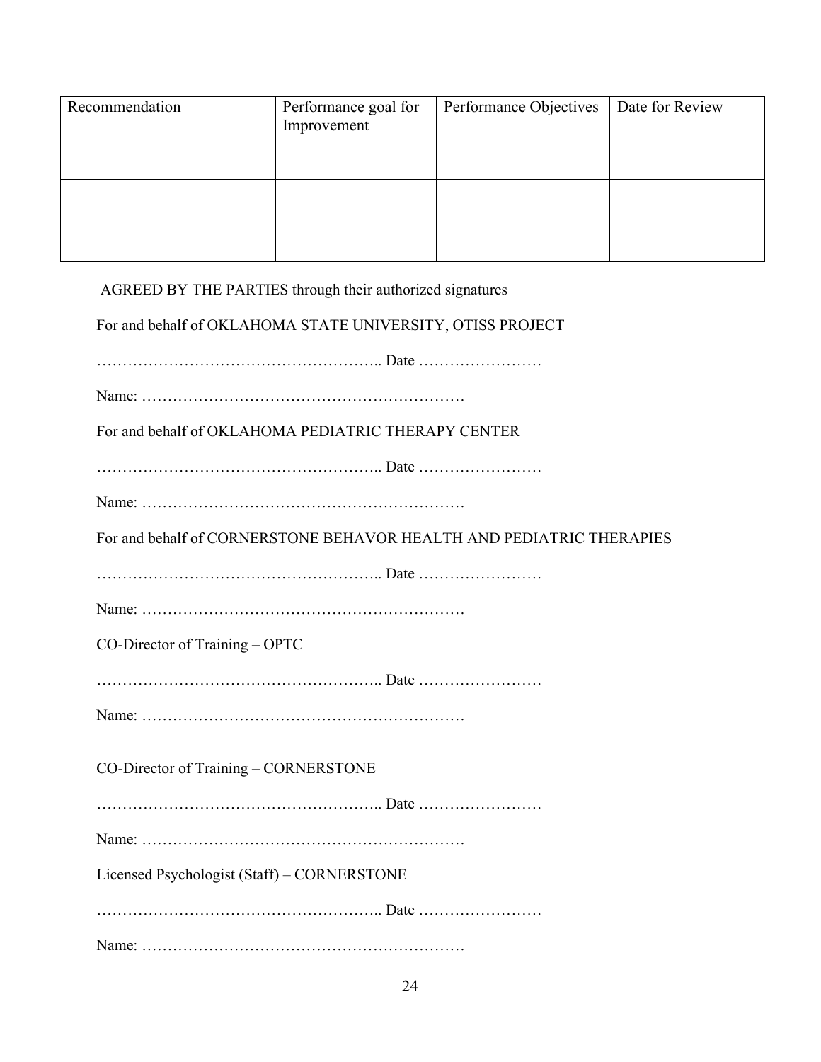| Recommendation | Performance goal for Improvement | Performance Objectives | Date for Review |
|---|---|---|---|
| | | | |
| | | | |
| | | | |

AGREED BY THE PARTIES through their authorized signatures

For and behalf of OKLAHOMA STATE UNIVERSITY, OTISS PROJECT

……………………………………………….. Date ……………………

Name: ………………………………………………………

For and behalf of OKLAHOMA PEDIATRIC THERAPY CENTER

……………………………………………….. Date ……………………

Name: ………………………………………………………

For and behalf of CORNERSTONE BEHAVOR HEALTH AND PEDIATRIC THERAPIES

……………………………………………….. Date ……………………

Name: ………………………………………………………

CO-Director of Training – OPTC

……………………………………………….. Date ……………………

Name: ………………………………………………………

CO-Director of Training – CORNERSTONE

……………………………………………….. Date ……………………

Name: ………………………………………………………

Licensed Psychologist (Staff) – CORNERSTONE

……………………………………………….. Date ……………………

Name: ………………………………………………………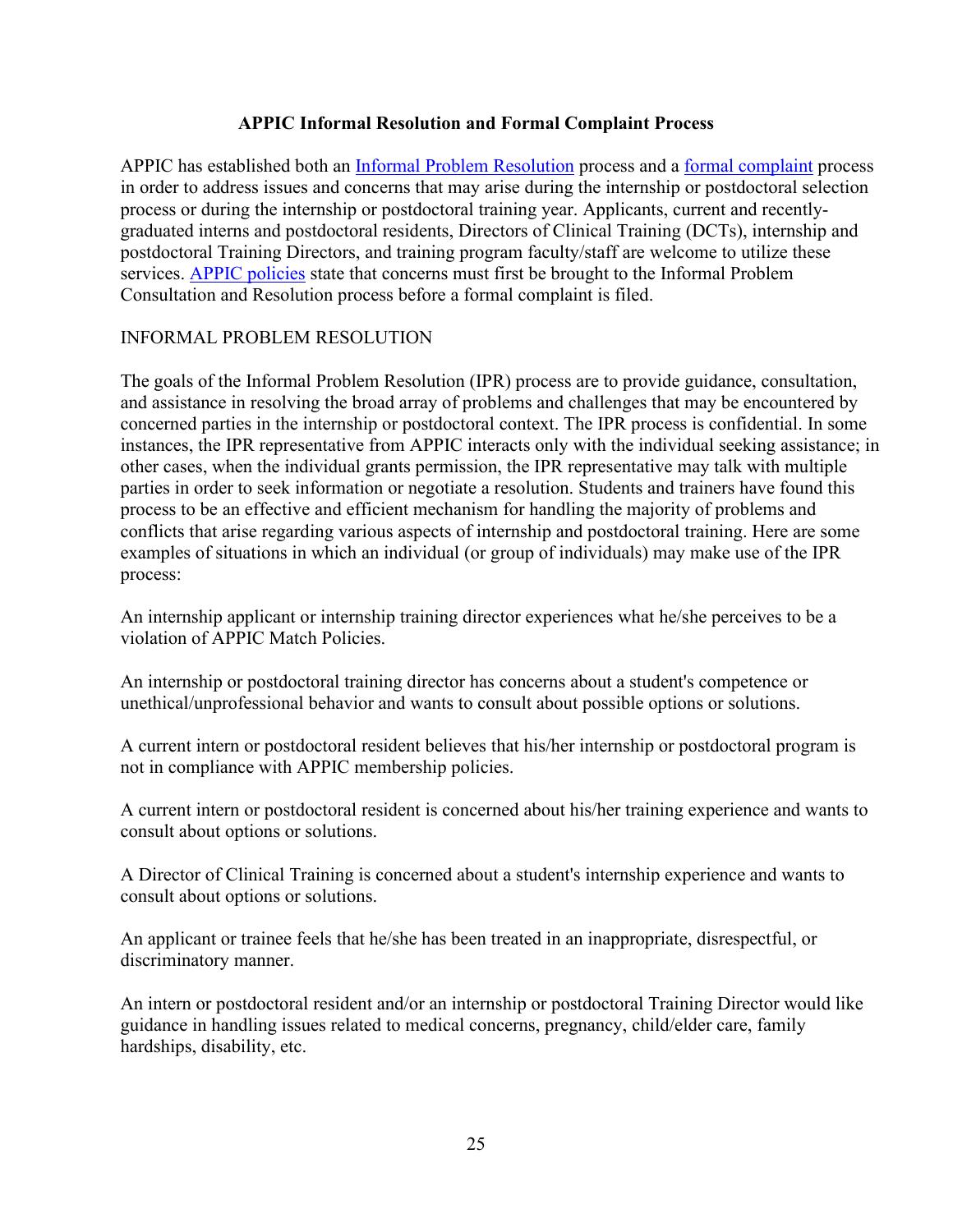# APPIC Informal Resolution and Formal Complaint Process

APPIC has established both an Informal Problem Resolution process and a formal complaint process in order to address issues and concerns that may arise during the internship or postdoctoral selection process or during the internship or postdoctoral training year. Applicants, current and recently-graduated interns and postdoctoral residents, Directors of Clinical Training (DCTs), internship and postdoctoral Training Directors, and training program faculty/staff are welcome to utilize these services. APPIC policies state that concerns must first be brought to the Informal Problem Consultation and Resolution process before a formal complaint is filed.

## INFORMAL PROBLEM RESOLUTION

The goals of the Informal Problem Resolution (IPR) process are to provide guidance, consultation, and assistance in resolving the broad array of problems and challenges that may be encountered by concerned parties in the internship or postdoctoral context. The IPR process is confidential. In some instances, the IPR representative from APPIC interacts only with the individual seeking assistance; in other cases, when the individual grants permission, the IPR representative may talk with multiple parties in order to seek information or negotiate a resolution. Students and trainers have found this process to be an effective and efficient mechanism for handling the majority of problems and conflicts that arise regarding various aspects of internship and postdoctoral training. Here are some examples of situations in which an individual (or group of individuals) may make use of the IPR process:

An internship applicant or internship training director experiences what he/she perceives to be a violation of APPIC Match Policies.

An internship or postdoctoral training director has concerns about a student's competence or unethical/unprofessional behavior and wants to consult about possible options or solutions.

A current intern or postdoctoral resident believes that his/her internship or postdoctoral program is not in compliance with APPIC membership policies.

A current intern or postdoctoral resident is concerned about his/her training experience and wants to consult about options or solutions.

A Director of Clinical Training is concerned about a student's internship experience and wants to consult about options or solutions.

An applicant or trainee feels that he/she has been treated in an inappropriate, disrespectful, or discriminatory manner.

An intern or postdoctoral resident and/or an internship or postdoctoral Training Director would like guidance in handling issues related to medical concerns, pregnancy, child/elder care, family hardships, disability, etc.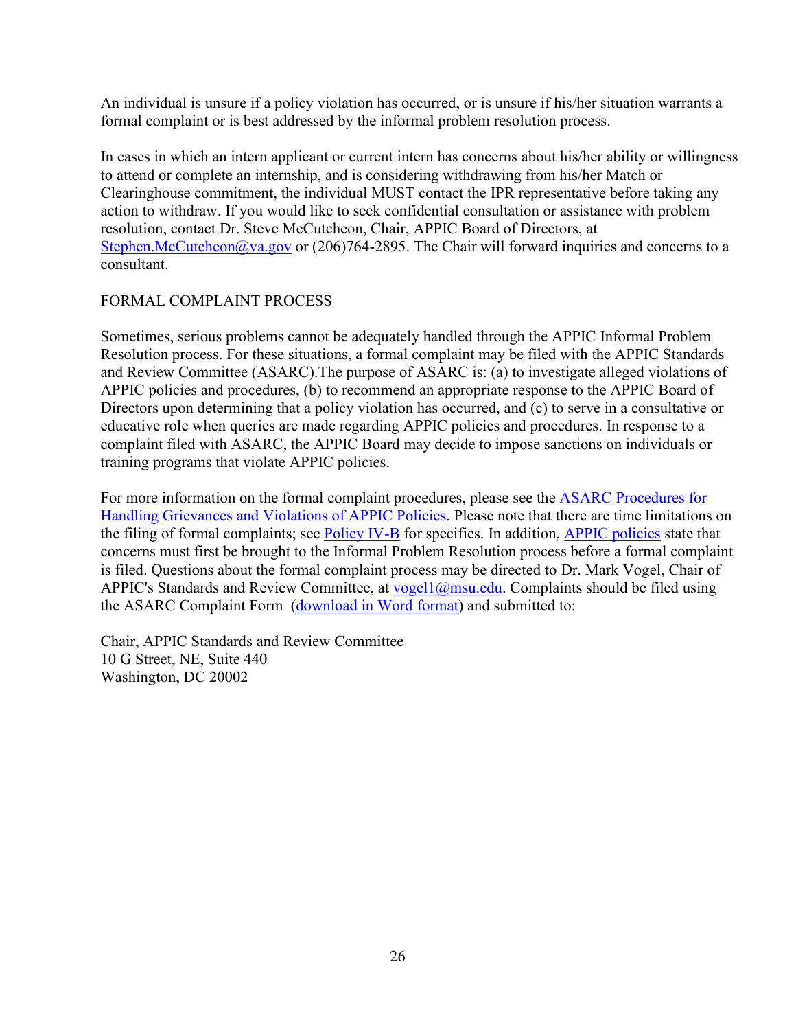An individual is unsure if a policy violation has occurred, or is unsure if his/her situation warrants a formal complaint or is best addressed by the informal problem resolution process.

In cases in which an intern applicant or current intern has concerns about his/her ability or willingness to attend or complete an internship, and is considering withdrawing from his/her Match or Clearinghouse commitment, the individual MUST contact the IPR representative before taking any action to withdraw. If you would like to seek confidential consultation or assistance with problem resolution, contact Dr. Steve McCutcheon, Chair, APPIC Board of Directors, at Stephen.McCutcheon@va.gov or (206)764-2895. The Chair will forward inquiries and concerns to a consultant.

FORMAL COMPLAINT PROCESS

Sometimes, serious problems cannot be adequately handled through the APPIC Informal Problem Resolution process. For these situations, a formal complaint may be filed with the APPIC Standards and Review Committee (ASARC).The purpose of ASARC is: (a) to investigate alleged violations of APPIC policies and procedures, (b) to recommend an appropriate response to the APPIC Board of Directors upon determining that a policy violation has occurred, and (c) to serve in a consultative or educative role when queries are made regarding APPIC policies and procedures. In response to a complaint filed with ASARC, the APPIC Board may decide to impose sanctions on individuals or training programs that violate APPIC policies.

For more information on the formal complaint procedures, please see the ASARC Procedures for Handling Grievances and Violations of APPIC Policies. Please note that there are time limitations on the filing of formal complaints; see Policy IV-B for specifics. In addition, APPIC policies state that concerns must first be brought to the Informal Problem Resolution process before a formal complaint is filed. Questions about the formal complaint process may be directed to Dr. Mark Vogel, Chair of APPIC's Standards and Review Committee, at vogel1@msu.edu. Complaints should be filed using the ASARC Complaint Form (download in Word format) and submitted to:

Chair, APPIC Standards and Review Committee  
10 G Street, NE, Suite 440  
Washington, DC 20002